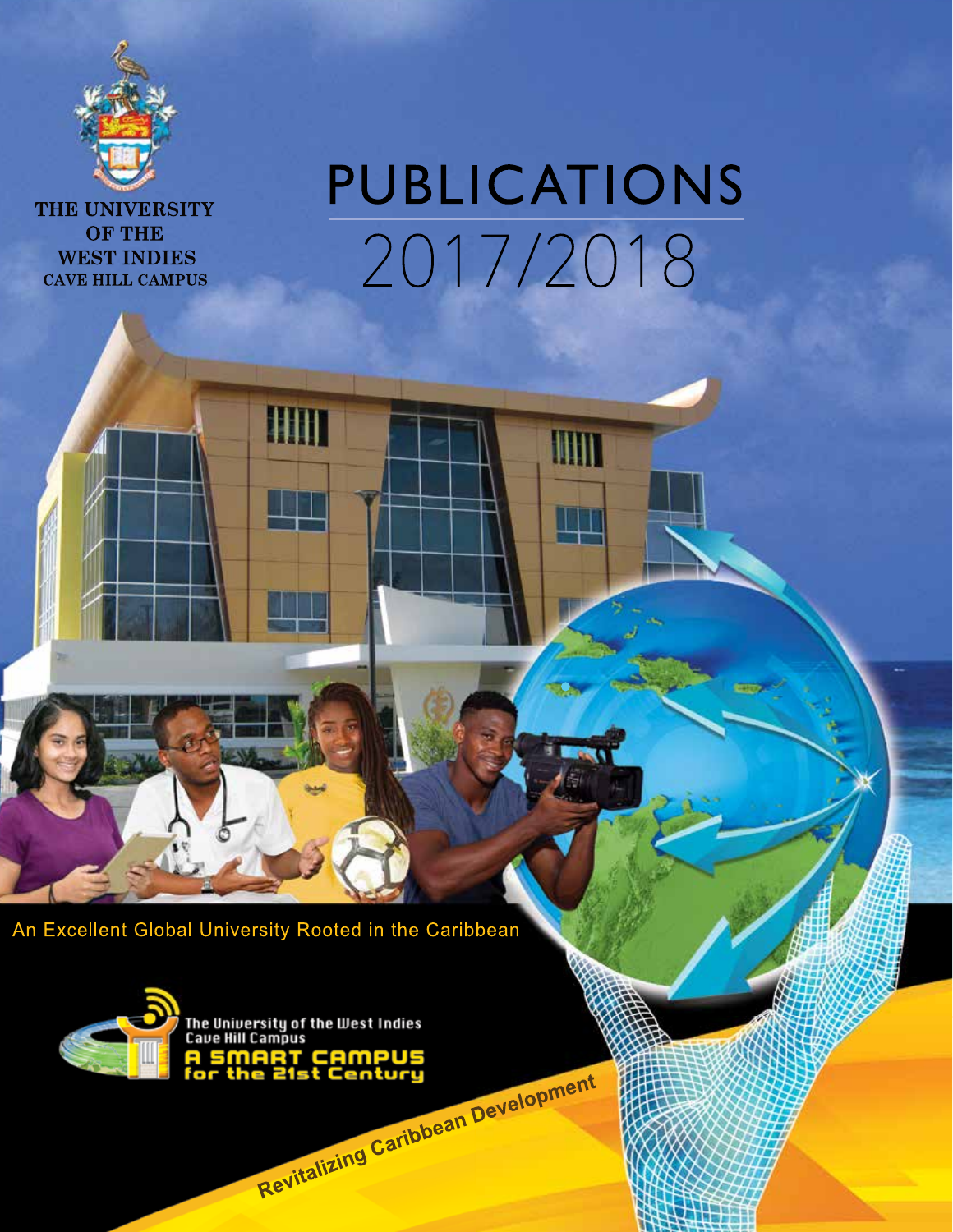THE UNIVERSITY OF THE WEST INDIES
CAVE HILL CAMPUS

# PUBLICATIONS 2017/2018

An Excellent Global University Rooted in the Caribbean

The University of the West Indies
Cave Hill Campus
A SMART CAMPUS
for the 21st Century

Revitalizing Caribbean Development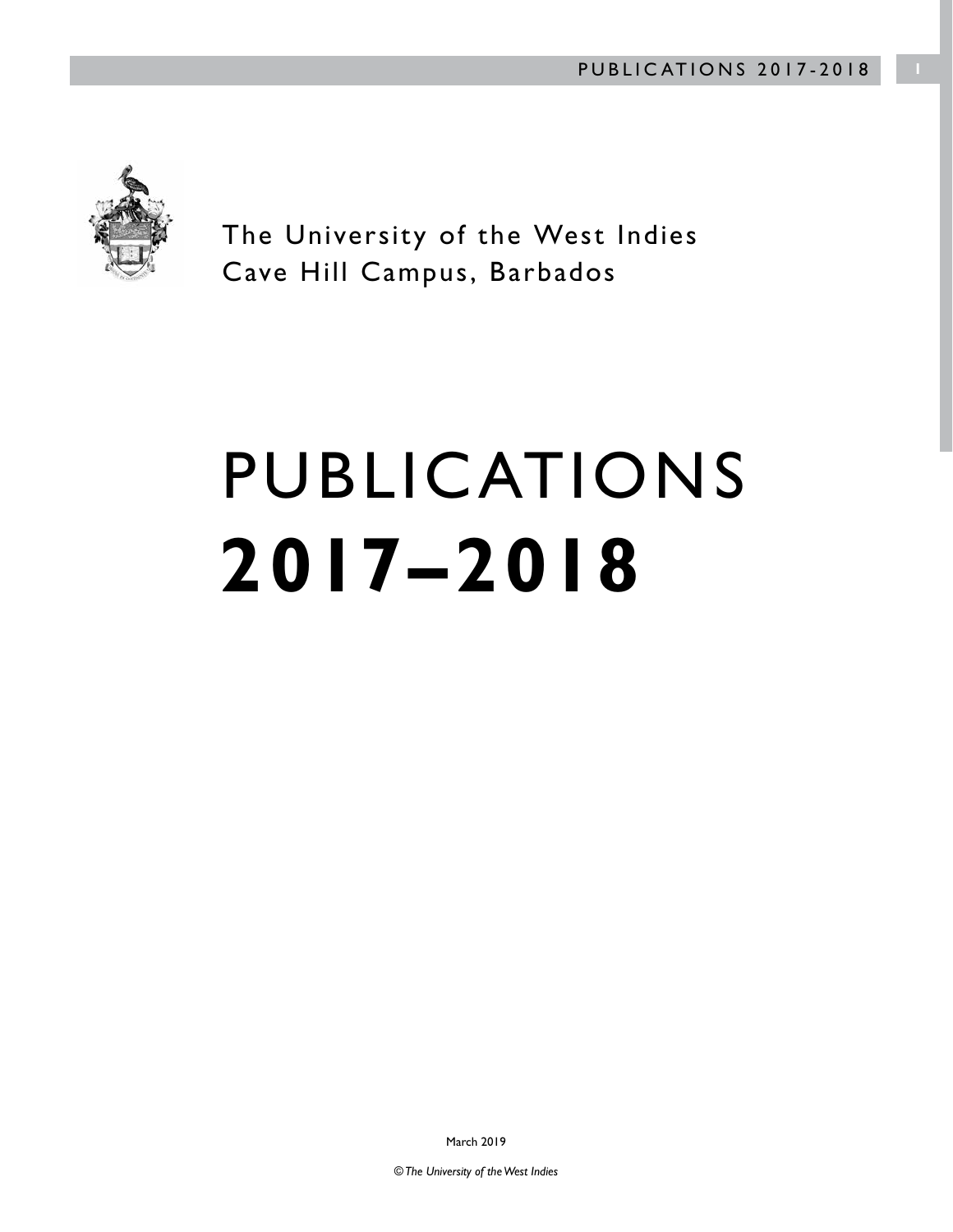The University of the West Indies
Cave Hill Campus, Barbados

# PUBLICATIONS
# **2017–2018**

March 2019

*© The University of the West Indies*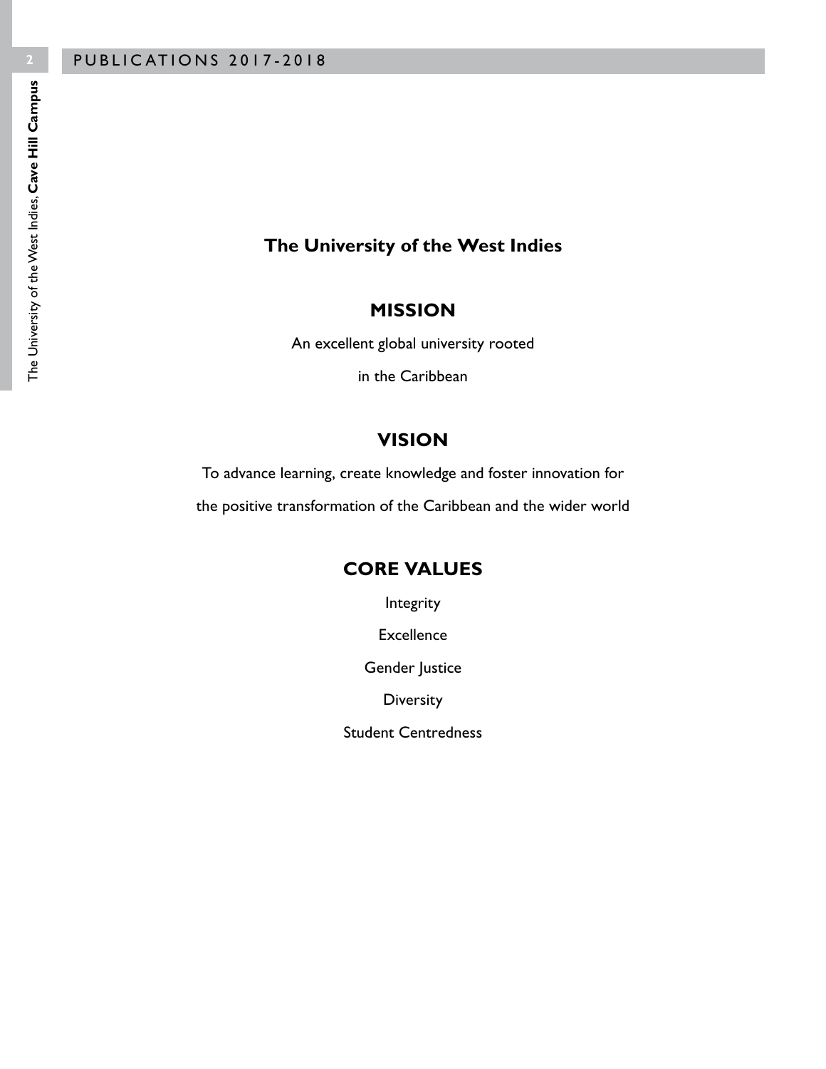# The University of the West Indies

## MISSION

An excellent global university rooted

in the Caribbean

## VISION

To advance learning, create knowledge and foster innovation for

the positive transformation of the Caribbean and the wider world

## CORE VALUES

Integrity

Excellence

Gender Justice

Diversity

Student Centredness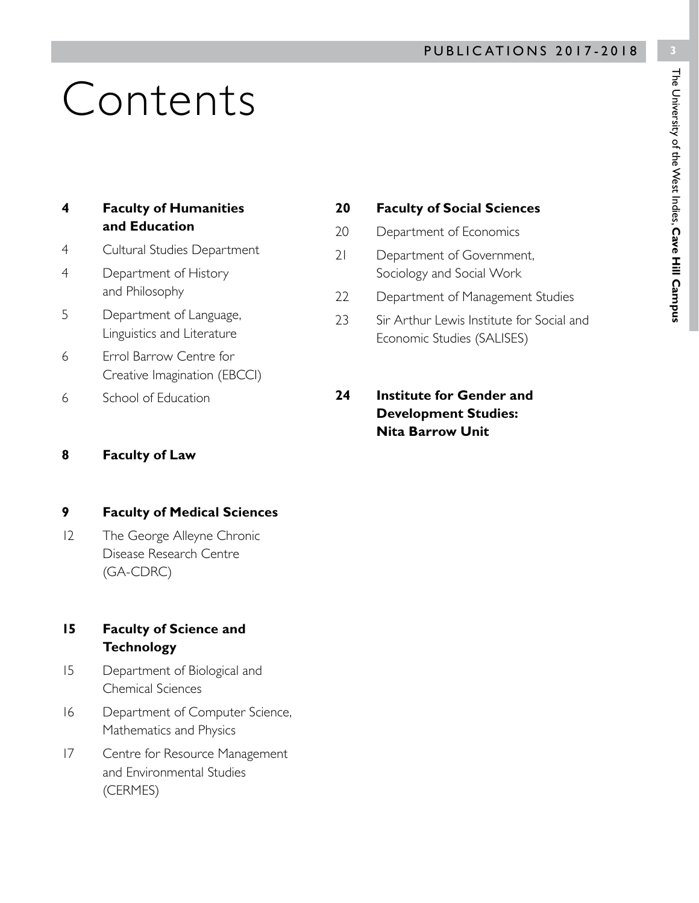# Contents

**4 Faculty of Humanities and Education**

4 Cultural Studies Department

4 Department of History and Philosophy

5 Department of Language, Linguistics and Literature

6 Errol Barrow Centre for Creative Imagination (EBCCI)

6 School of Education

**8 Faculty of Law**

**9 Faculty of Medical Sciences**

12 The George Alleyne Chronic Disease Research Centre (GA-CDRC)

**15 Faculty of Science and Technology**

15 Department of Biological and Chemical Sciences

16 Department of Computer Science, Mathematics and Physics

17 Centre for Resource Management and Environmental Studies (CERMES)

**20 Faculty of Social Sciences**

20 Department of Economics

21 Department of Government, Sociology and Social Work

22 Department of Management Studies

23 Sir Arthur Lewis Institute for Social and Economic Studies (SALISES)

**24 Institute for Gender and Development Studies: Nita Barrow Unit**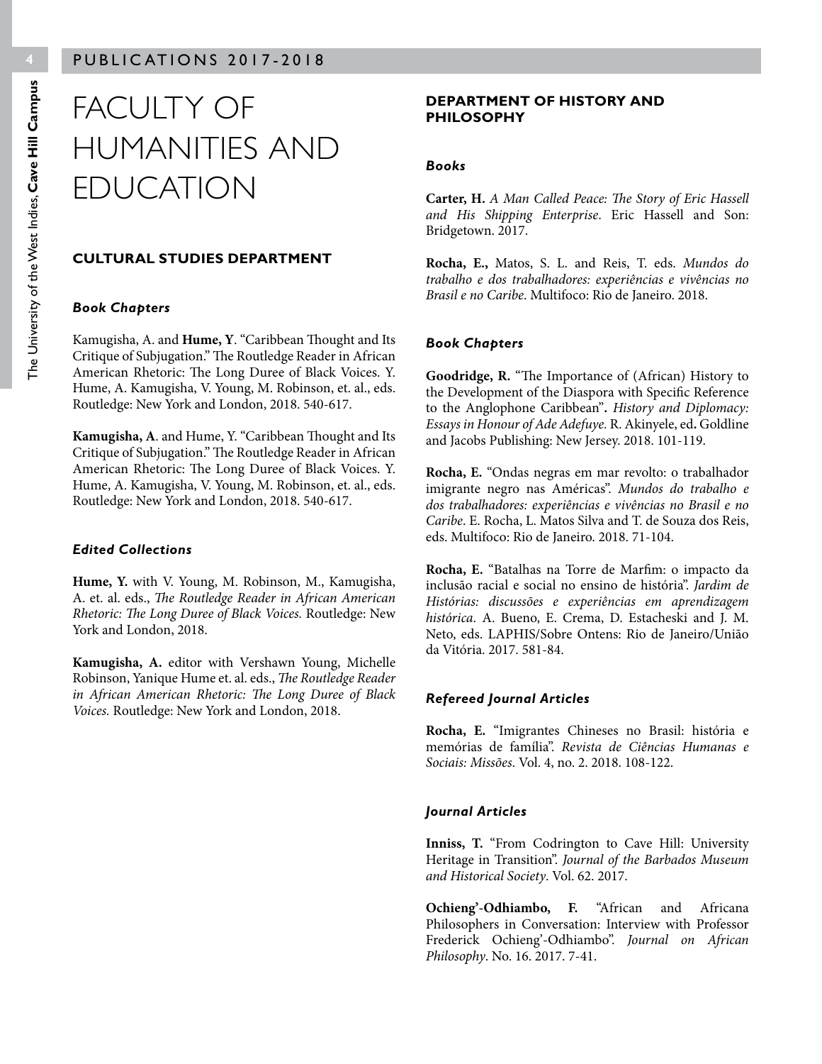# FACULTY OF HUMANITIES AND EDUCATION

## CULTURAL STUDIES DEPARTMENT

### *Book Chapters*

Kamugisha, A. and **Hume, Y**. "Caribbean Thought and Its Critique of Subjugation." The Routledge Reader in African American Rhetoric: The Long Duree of Black Voices. Y. Hume, A. Kamugisha, V. Young, M. Robinson, et. al., eds. Routledge: New York and London, 2018. 540-617.

**Kamugisha, A**. and Hume, Y. "Caribbean Thought and Its Critique of Subjugation." The Routledge Reader in African American Rhetoric: The Long Duree of Black Voices. Y. Hume, A. Kamugisha, V. Young, M. Robinson, et. al., eds. Routledge: New York and London, 2018. 540-617.

### *Edited Collections*

**Hume, Y.** with V. Young, M. Robinson, M., Kamugisha, A. et. al. eds., *The Routledge Reader in African American Rhetoric: The Long Duree of Black Voices.* Routledge: New York and London, 2018.

**Kamugisha, A.** editor with Vershawn Young, Michelle Robinson, Yanique Hume et. al. eds., *The Routledge Reader in African American Rhetoric: The Long Duree of Black Voices.* Routledge: New York and London, 2018.

## DEPARTMENT OF HISTORY AND PHILOSOPHY

### *Books*

**Carter, H.** *A Man Called Peace: The Story of Eric Hassell and His Shipping Enterprise*. Eric Hassell and Son: Bridgetown. 2017.

**Rocha, E.,** Matos, S. L. and Reis, T. eds. *Mundos do trabalho e dos trabalhadores: experiências e vivências no Brasil e no Caribe*. Multifoco: Rio de Janeiro. 2018.

### *Book Chapters*

**Goodridge, R.** "The Importance of (African) History to the Development of the Diaspora with Specific Reference to the Anglophone Caribbean"**.** *History and Diplomacy: Essays in Honour of Ade Adefuye.* R. Akinyele, ed**.** Goldline and Jacobs Publishing: New Jersey. 2018. 101-119.

**Rocha, E.** "Ondas negras em mar revolto: o trabalhador imigrante negro nas Américas". *Mundos do trabalho e dos trabalhadores: experiências e vivências no Brasil e no Caribe*. E. Rocha, L. Matos Silva and T. de Souza dos Reis, eds. Multifoco: Rio de Janeiro. 2018. 71-104.

**Rocha, E.** "Batalhas na Torre de Marfim: o impacto da inclusão racial e social no ensino de história". *Jardim de Histórias: discussões e experiências em aprendizagem histórica*. A. Bueno, E. Crema, D. Estacheski and J. M. Neto, eds. LAPHIS/Sobre Ontens: Rio de Janeiro/União da Vitória. 2017. 581-84.

### *Refereed Journal Articles*

**Rocha, E.** "Imigrantes Chineses no Brasil: história e memórias de família". *Revista de Ciências Humanas e Sociais: Missões*. Vol. 4, no. 2. 2018. 108-122.

### *Journal Articles*

**Inniss, T.** "From Codrington to Cave Hill: University Heritage in Transition". *Journal of the Barbados Museum and Historical Society*. Vol. 62. 2017.

**Ochieng'-Odhiambo, F.** "African and Africana Philosophers in Conversation: Interview with Professor Frederick Ochieng'-Odhiambo". *Journal on African Philosophy*. No. 16. 2017. 7-41.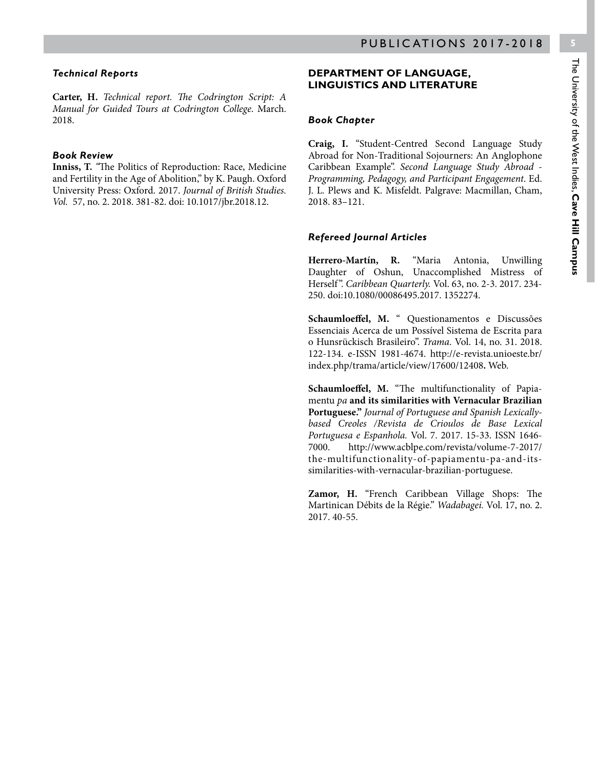### *Technical Reports*

**Carter, H.** *Technical report. The Codrington Script: A Manual for Guided Tours at Codrington College*. March. 2018.

### *Book Review*

**Inniss, T.** "The Politics of Reproduction: Race, Medicine and Fertility in the Age of Abolition," by K. Paugh. Oxford University Press: Oxford. 2017. *Journal of British Studies. Vol.* 57, no. 2. 2018. 381-82. doi: 10.1017/jbr.2018.12.

## DEPARTMENT OF LANGUAGE, LINGUISTICS AND LITERATURE

### *Book Chapter*

**Craig, I.** "Student-Centred Second Language Study Abroad for Non-Traditional Sojourners: An Anglophone Caribbean Example". *Second Language Study Abroad - Programming, Pedagogy, and Participant Engagement*. Ed. J. L. Plews and K. Misfeldt. Palgrave: Macmillan, Cham, 2018. 83–121.

### *Refereed Journal Articles*

**Herrero-Martín, R.** "Maria Antonia, Unwilling Daughter of Oshun, Unaccomplished Mistress of Herself". *Caribbean Quarterly.* Vol. 63, no. 2-3. 2017. 234-250. doi:10.1080/00086495.2017. 1352274.

**Schaumloeffel, M.** " Questionamentos e Discussões Essenciais Acerca de um Possível Sistema de Escrita para o Hunsrückisch Brasileiro". *Trama*. Vol. 14, no. 31. 2018. 122-134. e-ISSN 1981-4674. http://e-revista.unioeste.br/index.php/trama/article/view/17600/12408**.** Web.

**Schaumloeffel, M.** "The multifunctionality of Papiamentu *pa* **and its similarities with Vernacular Brazilian Portuguese."** *Journal of Portuguese and Spanish Lexically-based Creoles /Revista de Crioulos de Base Lexical Portuguesa e Espanhola.* Vol. 7. 2017. 15-33. ISSN 1646-7000. http://www.acblpe.com/revista/volume-7-2017/the-multifunctionality-of-papiamentu-pa-and-its-similarities-with-vernacular-brazilian-portuguese.

**Zamor, H.** "French Caribbean Village Shops: The Martinican Débits de la Régie." *Wadabagei.* Vol. 17, no. 2. 2017. 40-55.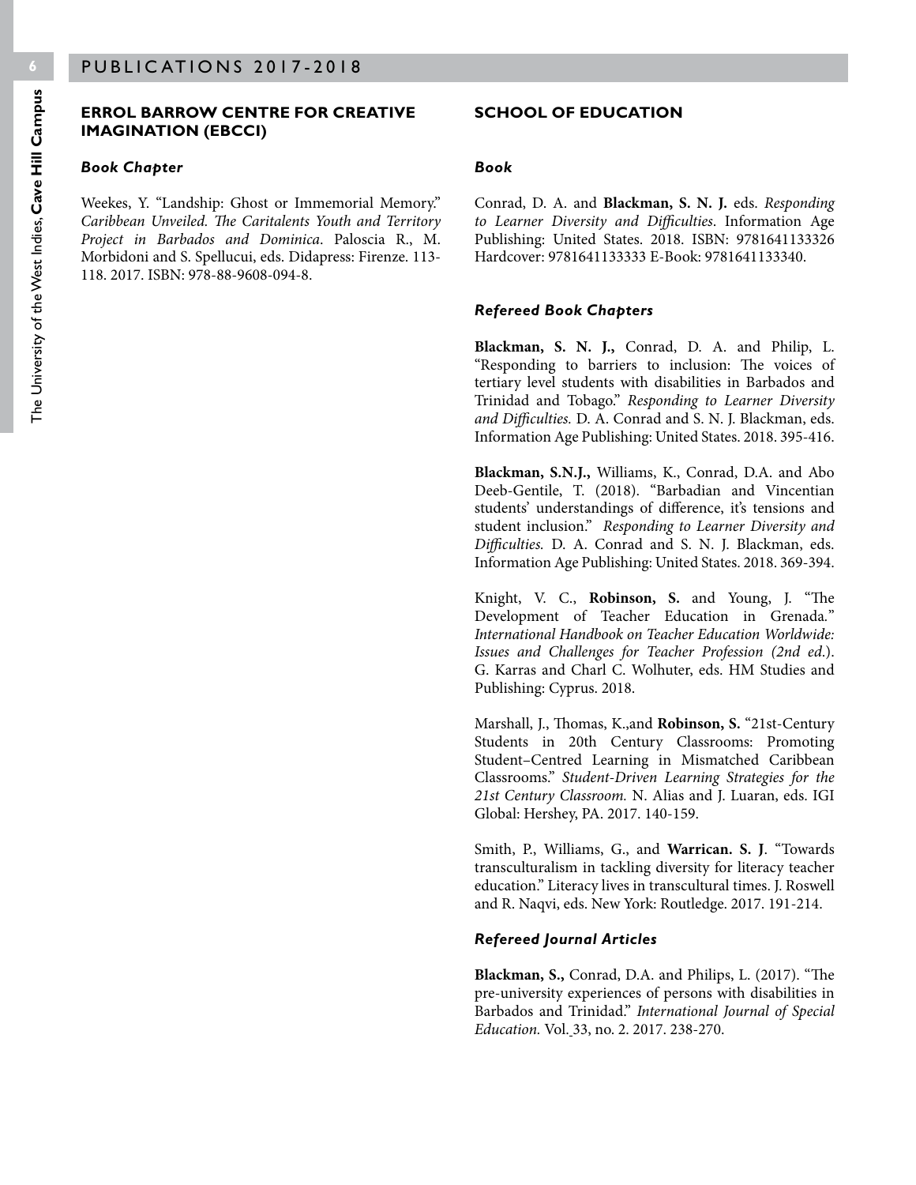## ERROL BARROW CENTRE FOR CREATIVE IMAGINATION (EBCCI)

### *Book Chapter*

Weekes, Y. "Landship: Ghost or Immemorial Memory." *Caribbean Unveiled. The Caritalents Youth and Territory Project in Barbados and Dominica*. Paloscia R., M. Morbidoni and S. Spellucui, eds. Didapress: Firenze. 113-118. 2017. ISBN: 978-88-9608-094-8.

## SCHOOL OF EDUCATION

### *Book*

Conrad, D. A. and **Blackman, S. N. J.** eds. *Responding to Learner Diversity and Difficulties*. Information Age Publishing: United States. 2018. ISBN: 9781641133326 Hardcover: 9781641133333 E-Book: 9781641133340.

### *Refereed Book Chapters*

**Blackman, S. N. J.,** Conrad, D. A. and Philip, L. "Responding to barriers to inclusion: The voices of tertiary level students with disabilities in Barbados and Trinidad and Tobago." *Responding to Learner Diversity and Difficulties.* D. A. Conrad and S. N. J. Blackman, eds. Information Age Publishing: United States. 2018. 395-416.

**Blackman, S.N.J.,** Williams, K., Conrad, D.A. and Abo Deeb-Gentile, T. (2018). "Barbadian and Vincentian students' understandings of difference, it's tensions and student inclusion." *Responding to Learner Diversity and Difficulties.* D. A. Conrad and S. N. J. Blackman, eds. Information Age Publishing: United States. 2018. 369-394.

Knight, V. C., **Robinson, S.** and Young, J. "The Development of Teacher Education in Grenada." *International Handbook on Teacher Education Worldwide: Issues and Challenges for Teacher Profession (2nd ed.*). G. Karras and Charl C. Wolhuter, eds. HM Studies and Publishing: Cyprus. 2018.

Marshall, J., Thomas, K.,and **Robinson, S.** "21st-Century Students in 20th Century Classrooms: Promoting Student–Centred Learning in Mismatched Caribbean Classrooms." *Student-Driven Learning Strategies for the 21st Century Classroom.* N. Alias and J. Luaran, eds. IGI Global: Hershey, PA. 2017. 140-159.

Smith, P., Williams, G., and **Warrican. S. J**. "Towards transculturalism in tackling diversity for literacy teacher education." Literacy lives in transcultural times. J. Roswell and R. Naqvi, eds. New York: Routledge. 2017. 191-214.

### *Refereed Journal Articles*

**Blackman, S.,** Conrad, D.A. and Philips, L. (2017). "The pre-university experiences of persons with disabilities in Barbados and Trinidad." *International Journal of Special Education.* Vol. 33, no. 2. 2017. 238-270.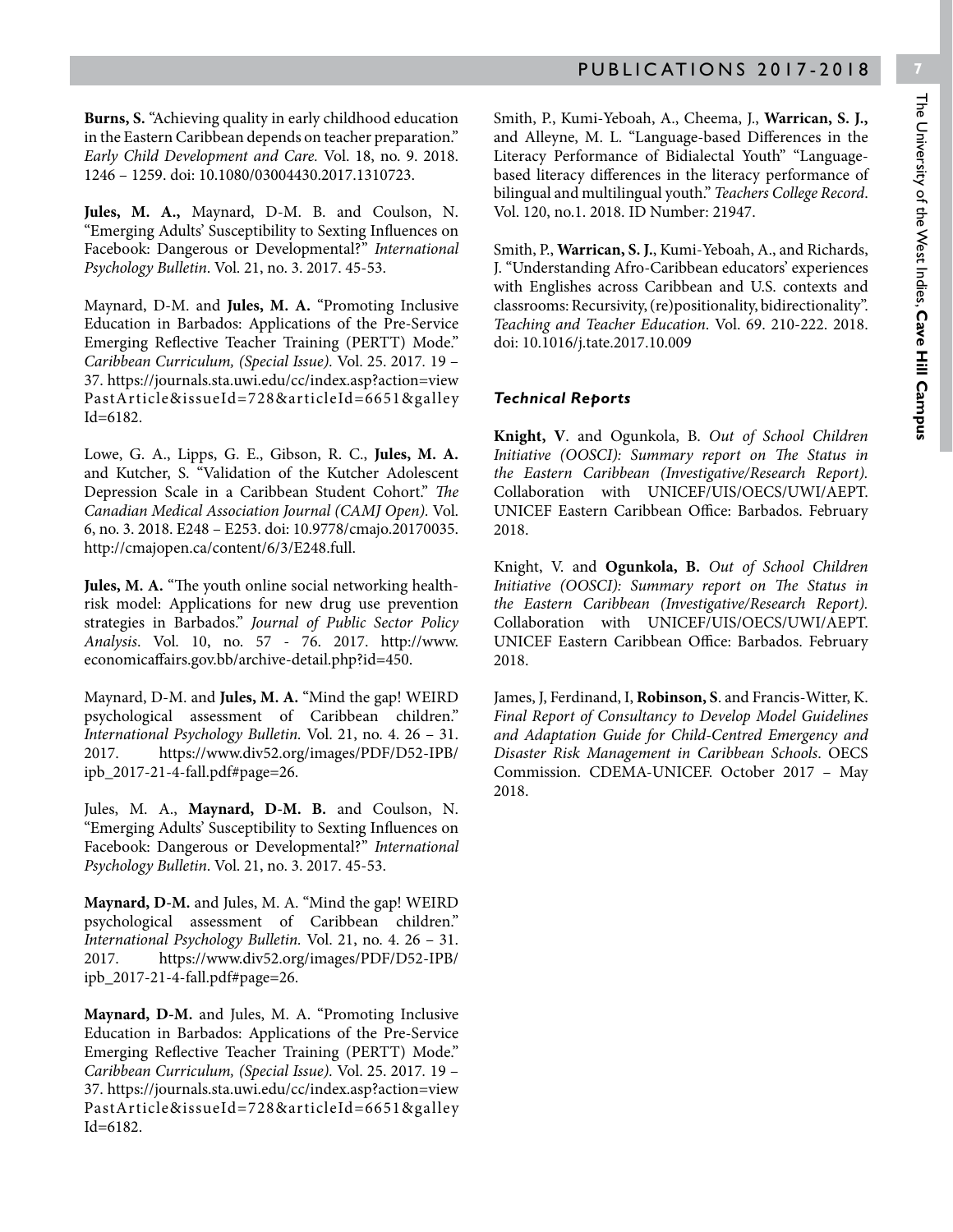**Burns, S.** "Achieving quality in early childhood education in the Eastern Caribbean depends on teacher preparation." *Early Child Development and Care.* Vol. 18, no. 9. 2018. 1246 – 1259. doi: 10.1080/03004430.2017.1310723.

**Jules, M. A.,** Maynard, D-M. B. and Coulson, N. "Emerging Adults' Susceptibility to Sexting Influences on Facebook: Dangerous or Developmental?" *International Psychology Bulletin*. Vol. 21, no. 3. 2017. 45-53.

Maynard, D-M. and **Jules, M. A.** "Promoting Inclusive Education in Barbados: Applications of the Pre-Service Emerging Reflective Teacher Training (PERTT) Mode." *Caribbean Curriculum, (Special Issue).* Vol. 25. 2017. 19 – 37. https://journals.sta.uwi.edu/cc/index.asp?action=viewPastArticle&issueId=728&articleId=6651&galleyId=6182.

Lowe, G. A., Lipps, G. E., Gibson, R. C., **Jules, M. A.** and Kutcher, S. "Validation of the Kutcher Adolescent Depression Scale in a Caribbean Student Cohort." *The Canadian Medical Association Journal (CAMJ Open).* Vol. 6, no. 3. 2018. E248 – E253. doi: 10.9778/cmajo.20170035. http://cmajopen.ca/content/6/3/E248.full.

**Jules, M. A.** "The youth online social networking health-risk model: Applications for new drug use prevention strategies in Barbados." *Journal of Public Sector Policy Analysis*. Vol. 10, no. 57 - 76. 2017. http://www.economicaffairs.gov.bb/archive-detail.php?id=450.

Maynard, D-M. and **Jules, M. A.** "Mind the gap! WEIRD psychological assessment of Caribbean children." *International Psychology Bulletin.* Vol. 21, no. 4. 26 – 31. 2017. https://www.div52.org/images/PDF/D52-IPB/ipb_2017-21-4-fall.pdf#page=26.

Jules, M. A., **Maynard, D-M. B.** and Coulson, N. "Emerging Adults' Susceptibility to Sexting Influences on Facebook: Dangerous or Developmental?" *International Psychology Bulletin*. Vol. 21, no. 3. 2017. 45-53.

**Maynard, D-M.** and Jules, M. A. "Mind the gap! WEIRD psychological assessment of Caribbean children." *International Psychology Bulletin.* Vol. 21, no. 4. 26 – 31. 2017. https://www.div52.org/images/PDF/D52-IPB/ipb_2017-21-4-fall.pdf#page=26.

**Maynard, D-M.** and Jules, M. A. "Promoting Inclusive Education in Barbados: Applications of the Pre-Service Emerging Reflective Teacher Training (PERTT) Mode." *Caribbean Curriculum, (Special Issue).* Vol. 25. 2017. 19 – 37. https://journals.sta.uwi.edu/cc/index.asp?action=viewPastArticle&issueId=728&articleId=6651&galleyId=6182.

Smith, P., Kumi-Yeboah, A., Cheema, J., **Warrican, S. J.,** and Alleyne, M. L. "Language-based Differences in the Literacy Performance of Bidialectal Youth" "Language-based literacy differences in the literacy performance of bilingual and multilingual youth." *Teachers College Record*. Vol. 120, no.1. 2018. ID Number: 21947.

Smith, P., **Warrican, S. J.**, Kumi-Yeboah, A., and Richards, J. "Understanding Afro-Caribbean educators' experiences with Englishes across Caribbean and U.S. contexts and classrooms: Recursivity, (re)positionality, bidirectionality". *Teaching and Teacher Education*. Vol. 69. 210-222. 2018. doi: 10.1016/j.tate.2017.10.009

### *Technical Reports*

**Knight, V**. and Ogunkola, B. *Out of School Children Initiative (OOSCI): Summary report on The Status in the Eastern Caribbean (Investigative/Research Report).* Collaboration with UNICEF/UIS/OECS/UWI/AEPT. UNICEF Eastern Caribbean Office: Barbados. February 2018.

Knight, V. and **Ogunkola, B.** *Out of School Children Initiative (OOSCI): Summary report on The Status in the Eastern Caribbean (Investigative/Research Report).* Collaboration with UNICEF/UIS/OECS/UWI/AEPT. UNICEF Eastern Caribbean Office: Barbados. February 2018.

James, J, Ferdinand, I, **Robinson, S**. and Francis-Witter, K. *Final Report of Consultancy to Develop Model Guidelines and Adaptation Guide for Child-Centred Emergency and Disaster Risk Management in Caribbean Schools*. OECS Commission. CDEMA-UNICEF. October 2017 – May 2018.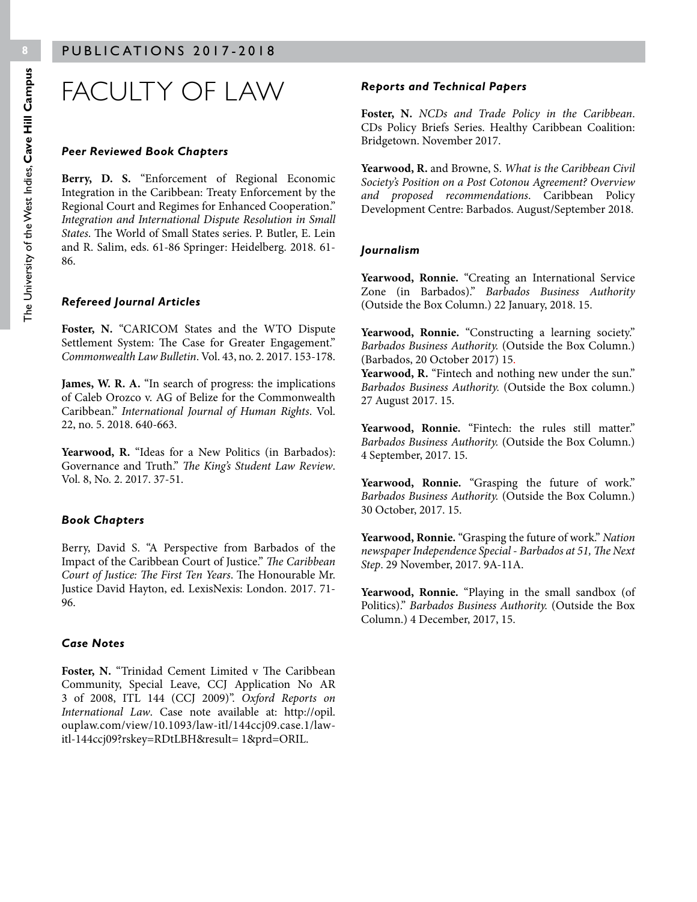# FACULTY OF LAW

### *Peer Reviewed Book Chapters*

**Berry, D. S.** "Enforcement of Regional Economic Integration in the Caribbean: Treaty Enforcement by the Regional Court and Regimes for Enhanced Cooperation." *Integration and International Dispute Resolution in Small States*. The World of Small States series. P. Butler, E. Lein and R. Salim, eds. 61-86 Springer: Heidelberg. 2018. 61-86.

### *Refereed Journal Articles*

**Foster, N.** "CARICOM States and the WTO Dispute Settlement System: The Case for Greater Engagement." *Commonwealth Law Bulletin*. Vol. 43, no. 2. 2017. 153-178.

**James, W. R. A.** "In search of progress: the implications of Caleb Orozco v. AG of Belize for the Commonwealth Caribbean." *International Journal of Human Rights*. Vol. 22, no. 5. 2018. 640-663.

**Yearwood, R.** "Ideas for a New Politics (in Barbados): Governance and Truth." *The King's Student Law Review*. Vol. 8, No. 2. 2017. 37-51.

### *Book Chapters*

Berry, David S. "A Perspective from Barbados of the Impact of the Caribbean Court of Justice." *The Caribbean Court of Justice: The First Ten Years*. The Honourable Mr. Justice David Hayton, ed. LexisNexis: London. 2017. 71-96.

### *Case Notes*

**Foster, N.** "Trinidad Cement Limited v The Caribbean Community, Special Leave, CCJ Application No AR 3 of 2008, ITL 144 (CCJ 2009)". *Oxford Reports on International Law*. Case note available at: http://opil.ouplaw.com/view/10.1093/law-itl/144ccj09.case.1/law-itl-144ccj09?rskey=RDtLBH&result= 1&prd=ORIL.

### *Reports and Technical Papers*

**Foster, N.** *NCDs and Trade Policy in the Caribbean*. CDs Policy Briefs Series. Healthy Caribbean Coalition: Bridgetown. November 2017.

**Yearwood, R.** and Browne, S. *What is the Caribbean Civil Society's Position on a Post Cotonou Agreement? Overview and proposed recommendations*. Caribbean Policy Development Centre: Barbados. August/September 2018.

### *Journalism*

**Yearwood, Ronnie.** "Creating an International Service Zone (in Barbados)." *Barbados Business Authority* (Outside the Box Column.) 22 January, 2018. 15.

**Yearwood, Ronnie.** "Constructing a learning society." *Barbados Business Authority.* (Outside the Box Column.) (Barbados, 20 October 2017) 15.

**Yearwood, R.** "Fintech and nothing new under the sun." *Barbados Business Authority.* (Outside the Box column.) 27 August 2017. 15.

**Yearwood, Ronnie.** "Fintech: the rules still matter." *Barbados Business Authority.* (Outside the Box Column.) 4 September, 2017. 15.

**Yearwood, Ronnie.** "Grasping the future of work." *Barbados Business Authority.* (Outside the Box Column.) 30 October, 2017. 15.

**Yearwood, Ronnie.** "Grasping the future of work." *Nation newspaper Independence Special - Barbados at 51, The Next Step*. 29 November, 2017. 9A-11A.

**Yearwood, Ronnie.** "Playing in the small sandbox (of Politics)." *Barbados Business Authority.* (Outside the Box Column.) 4 December, 2017, 15.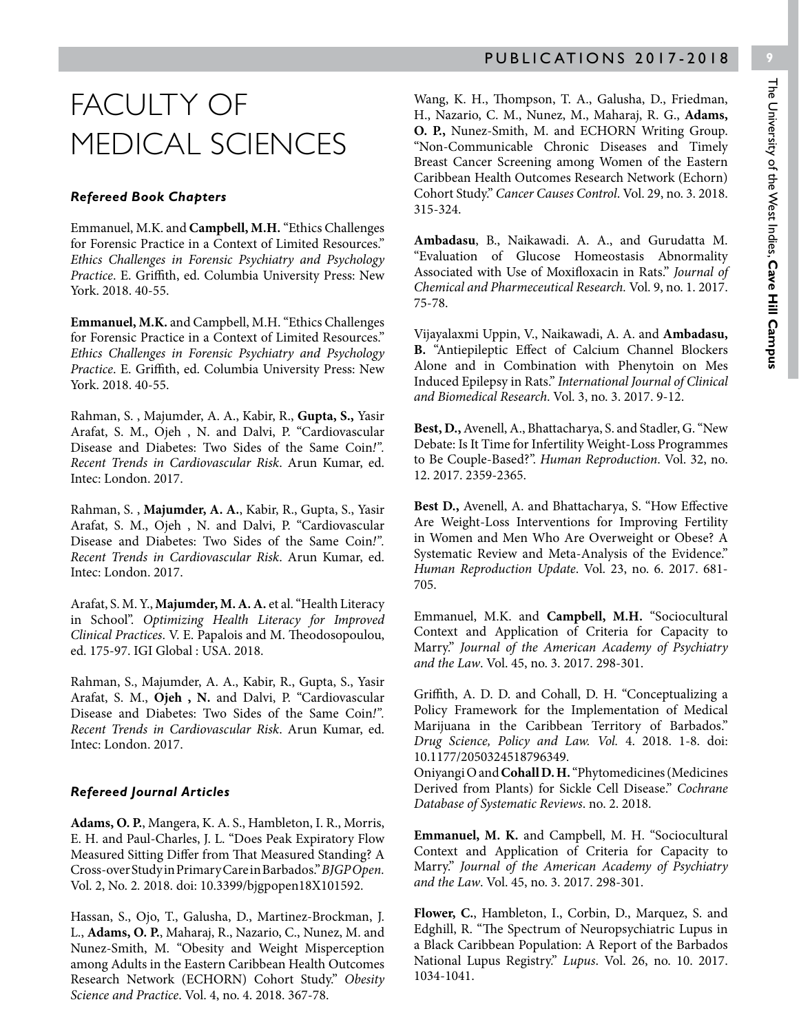# FACULTY OF MEDICAL SCIENCES

### *Refereed Book Chapters*

Emmanuel, M.K. and **Campbell, M.H.** "Ethics Challenges for Forensic Practice in a Context of Limited Resources." *Ethics Challenges in Forensic Psychiatry and Psychology Practice*. E. Griffith, ed. Columbia University Press: New York. 2018. 40-55.

**Emmanuel, M.K.** and Campbell, M.H. "Ethics Challenges for Forensic Practice in a Context of Limited Resources." *Ethics Challenges in Forensic Psychiatry and Psychology Practice*. E. Griffith, ed. Columbia University Press: New York. 2018. 40-55.

Rahman, S. , Majumder, A. A., Kabir, R., **Gupta, S.,** Yasir Arafat, S. M., Ojeh , N. and Dalvi, P. "Cardiovascular Disease and Diabetes: Two Sides of the Same Coin*!"*. *Recent Trends in Cardiovascular Risk*. Arun Kumar, ed. Intec: London. 2017.

Rahman, S. , **Majumder, A. A.**, Kabir, R., Gupta, S., Yasir Arafat, S. M., Ojeh , N. and Dalvi, P. "Cardiovascular Disease and Diabetes: Two Sides of the Same Coin*!"*. *Recent Trends in Cardiovascular Risk*. Arun Kumar, ed. Intec: London. 2017.

Arafat, S. M. Y., **Majumder, M. A. A.** et al. "Health Literacy in School". *Optimizing Health Literacy for Improved Clinical Practices*. V. E. Papalois and M. Theodosopoulou, ed. 175-97. IGI Global : USA. 2018.

Rahman, S., Majumder, A. A., Kabir, R., Gupta, S., Yasir Arafat, S. M., **Ojeh , N.** and Dalvi, P. "Cardiovascular Disease and Diabetes: Two Sides of the Same Coin*!"*. *Recent Trends in Cardiovascular Risk*. Arun Kumar, ed. Intec: London. 2017.

### *Refereed Journal Articles*

**Adams, O. P.**, Mangera, K. A. S., Hambleton, I. R., Morris, E. H. and Paul-Charles, J. L. "Does Peak Expiratory Flow Measured Sitting Differ from That Measured Standing? A Cross-over Study in Primary Care in Barbados." *BJGP Open*. Vol. 2, No. 2. 2018. doi: 10.3399/bjgpopen18X101592.

Hassan, S., Ojo, T., Galusha, D., Martinez-Brockman, J. L., **Adams, O. P.**, Maharaj, R., Nazario, C., Nunez, M. and Nunez-Smith, M. "Obesity and Weight Misperception among Adults in the Eastern Caribbean Health Outcomes Research Network (ECHORN) Cohort Study." *Obesity Science and Practice*. Vol. 4, no. 4. 2018. 367-78.

Wang, K. H., Thompson, T. A., Galusha, D., Friedman, H., Nazario, C. M., Nunez, M., Maharaj, R. G., **Adams, O. P.,** Nunez-Smith, M. and ECHORN Writing Group. "Non-Communicable Chronic Diseases and Timely Breast Cancer Screening among Women of the Eastern Caribbean Health Outcomes Research Network (Echorn) Cohort Study." *Cancer Causes Control*. Vol. 29, no. 3. 2018. 315-324.

**Ambadasu**, B., Naikawadi. A. A., and Gurudatta M. "Evaluation of Glucose Homeostasis Abnormality Associated with Use of Moxifloxacin in Rats." *Journal of Chemical and Pharmaceutical Research*. Vol. 9, no. 1. 2017. 75-78.

Vijayalaxmi Uppin, V., Naikawadi, A. A. and **Ambadasu, B.** "Antiepileptic Effect of Calcium Channel Blockers Alone and in Combination with Phenytoin on Mes Induced Epilepsy in Rats." *International Journal of Clinical and Biomedical Research*. Vol. 3, no. 3. 2017. 9-12.

**Best, D.,** Avenell, A., Bhattacharya, S. and Stadler, G. "New Debate: Is It Time for Infertility Weight-Loss Programmes to Be Couple-Based?". *Human Reproduction*. Vol. 32, no. 12. 2017. 2359-2365.

**Best D.,** Avenell, A. and Bhattacharya, S. "How Effective Are Weight-Loss Interventions for Improving Fertility in Women and Men Who Are Overweight or Obese? A Systematic Review and Meta-Analysis of the Evidence." *Human Reproduction Update*. Vol. 23, no. 6. 2017. 681-705.

Emmanuel, M.K. and **Campbell, M.H.** "Sociocultural Context and Application of Criteria for Capacity to Marry." *Journal of the American Academy of Psychiatry and the Law*. Vol. 45, no. 3. 2017. 298-301.

Griffith, A. D. D. and Cohall, D. H. "Conceptualizing a Policy Framework for the Implementation of Medical Marijuana in the Caribbean Territory of Barbados." *Drug Science, Policy and Law. Vol.* 4. 2018. 1-8. doi: 10.1177/2050324518796349.

Oniyangi O and **Cohall D. H.** "Phytomedicines (Medicines Derived from Plants) for Sickle Cell Disease." *Cochrane Database of Systematic Reviews*. no. 2. 2018.

**Emmanuel, M. K.** and Campbell, M. H. "Sociocultural Context and Application of Criteria for Capacity to Marry." *Journal of the American Academy of Psychiatry and the Law*. Vol. 45, no. 3. 2017. 298-301.

**Flower, C.**, Hambleton, I., Corbin, D., Marquez, S. and Edghill, R. "The Spectrum of Neuropsychiatric Lupus in a Black Caribbean Population: A Report of the Barbados National Lupus Registry." *Lupus*. Vol. 26, no. 10. 2017. 1034-1041.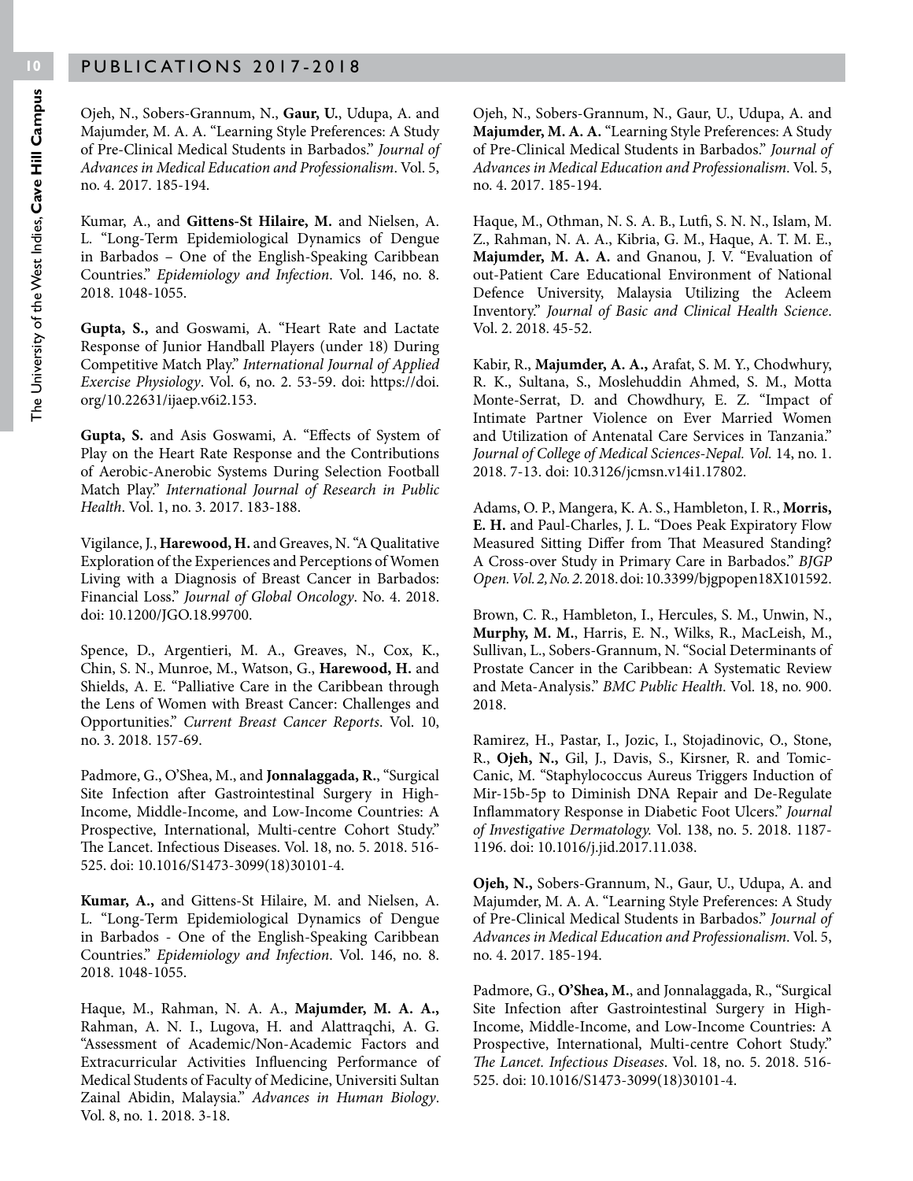Ojeh, N., Sobers-Grannum, N., **Gaur, U.**, Udupa, A. and Majumder, M. A. A. "Learning Style Preferences: A Study of Pre-Clinical Medical Students in Barbados." *Journal of Advances in Medical Education and Professionalism*. Vol. 5, no. 4. 2017. 185-194.

Kumar, A., and **Gittens-St Hilaire, M.** and Nielsen, A. L. "Long-Term Epidemiological Dynamics of Dengue in Barbados – One of the English-Speaking Caribbean Countries." *Epidemiology and Infection*. Vol. 146, no. 8. 2018. 1048-1055.

**Gupta, S.,** and Goswami, A. "Heart Rate and Lactate Response of Junior Handball Players (under 18) During Competitive Match Play." *International Journal of Applied Exercise Physiology*. Vol. 6, no. 2. 53-59. doi: https://doi.org/10.22631/ijaep.v6i2.153.

**Gupta, S.** and Asis Goswami, A. "Effects of System of Play on the Heart Rate Response and the Contributions of Aerobic-Anerobic Systems During Selection Football Match Play." *International Journal of Research in Public Health*. Vol. 1, no. 3. 2017. 183-188.

Vigilance, J., **Harewood, H.** and Greaves, N. "A Qualitative Exploration of the Experiences and Perceptions of Women Living with a Diagnosis of Breast Cancer in Barbados: Financial Loss." *Journal of Global Oncology*. No. 4. 2018. doi: 10.1200/JGO.18.99700.

Spence, D., Argentieri, M. A., Greaves, N., Cox, K., Chin, S. N., Munroe, M., Watson, G., **Harewood, H.** and Shields, A. E. "Palliative Care in the Caribbean through the Lens of Women with Breast Cancer: Challenges and Opportunities." *Current Breast Cancer Reports*. Vol. 10, no. 3. 2018. 157-69.

Padmore, G., O'Shea, M., and **Jonnalaggada, R.**, "Surgical Site Infection after Gastrointestinal Surgery in High-Income, Middle-Income, and Low-Income Countries: A Prospective, International, Multi-centre Cohort Study." The Lancet. Infectious Diseases. Vol. 18, no. 5. 2018. 516-525. doi: 10.1016/S1473-3099(18)30101-4.

**Kumar, A.,** and Gittens-St Hilaire, M. and Nielsen, A. L. "Long-Term Epidemiological Dynamics of Dengue in Barbados - One of the English-Speaking Caribbean Countries." *Epidemiology and Infection*. Vol. 146, no. 8. 2018. 1048-1055.

Haque, M., Rahman, N. A. A., **Majumder, M. A. A.,** Rahman, A. N. I., Lugova, H. and Alattraqchi, A. G. "Assessment of Academic/Non-Academic Factors and Extracurricular Activities Influencing Performance of Medical Students of Faculty of Medicine, Universiti Sultan Zainal Abidin, Malaysia." *Advances in Human Biology*. Vol. 8, no. 1. 2018. 3-18.

Ojeh, N., Sobers-Grannum, N., Gaur, U., Udupa, A. and **Majumder, M. A. A.** "Learning Style Preferences: A Study of Pre-Clinical Medical Students in Barbados." *Journal of Advances in Medical Education and Professionalism*. Vol. 5, no. 4. 2017. 185-194.

Haque, M., Othman, N. S. A. B., Lutfi, S. N. N., Islam, M. Z., Rahman, N. A. A., Kibria, G. M., Haque, A. T. M. E., **Majumder, M. A. A.** and Gnanou, J. V. "Evaluation of out-Patient Care Educational Environment of National Defence University, Malaysia Utilizing the Acleem Inventory." *Journal of Basic and Clinical Health Science*. Vol. 2. 2018. 45-52.

Kabir, R., **Majumder, A. A.,** Arafat, S. M. Y., Chodwhury, R. K., Sultana, S., Moslehuddin Ahmed, S. M., Motta Monte-Serrat, D. and Chowdhury, E. Z. "Impact of Intimate Partner Violence on Ever Married Women and Utilization of Antenatal Care Services in Tanzania." *Journal of College of Medical Sciences-Nepal. Vol.* 14, no. 1. 2018. 7-13. doi: 10.3126/jcmsn.v14i1.17802.

Adams, O. P., Mangera, K. A. S., Hambleton, I. R., **Morris, E. H.** and Paul-Charles, J. L. "Does Peak Expiratory Flow Measured Sitting Differ from That Measured Standing? A Cross-over Study in Primary Care in Barbados." *BJGP Open. Vol. 2, No. 2.* 2018. doi: 10.3399/bjgpopen18X101592.

Brown, C. R., Hambleton, I., Hercules, S. M., Unwin, N., **Murphy, M. M.**, Harris, E. N., Wilks, R., MacLeish, M., Sullivan, L., Sobers-Grannum, N. "Social Determinants of Prostate Cancer in the Caribbean: A Systematic Review and Meta-Analysis." *BMC Public Health*. Vol. 18, no. 900. 2018.

Ramirez, H., Pastar, I., Jozic, I., Stojadinovic, O., Stone, R., **Ojeh, N.,** Gil, J., Davis, S., Kirsner, R. and Tomic-Canic, M. "Staphylococcus Aureus Triggers Induction of Mir-15b-5p to Diminish DNA Repair and De-Regulate Inflammatory Response in Diabetic Foot Ulcers." *Journal of Investigative Dermatology.* Vol. 138, no. 5. 2018. 1187-1196. doi: 10.1016/j.jid.2017.11.038.

**Ojeh, N.,** Sobers-Grannum, N., Gaur, U., Udupa, A. and Majumder, M. A. A. "Learning Style Preferences: A Study of Pre-Clinical Medical Students in Barbados." *Journal of Advances in Medical Education and Professionalism*. Vol. 5, no. 4. 2017. 185-194.

Padmore, G., **O'Shea, M.**, and Jonnalaggada, R., "Surgical Site Infection after Gastrointestinal Surgery in High-Income, Middle-Income, and Low-Income Countries: A Prospective, International, Multi-centre Cohort Study." *The Lancet. Infectious Diseases*. Vol. 18, no. 5. 2018. 516-525. doi: 10.1016/S1473-3099(18)30101-4.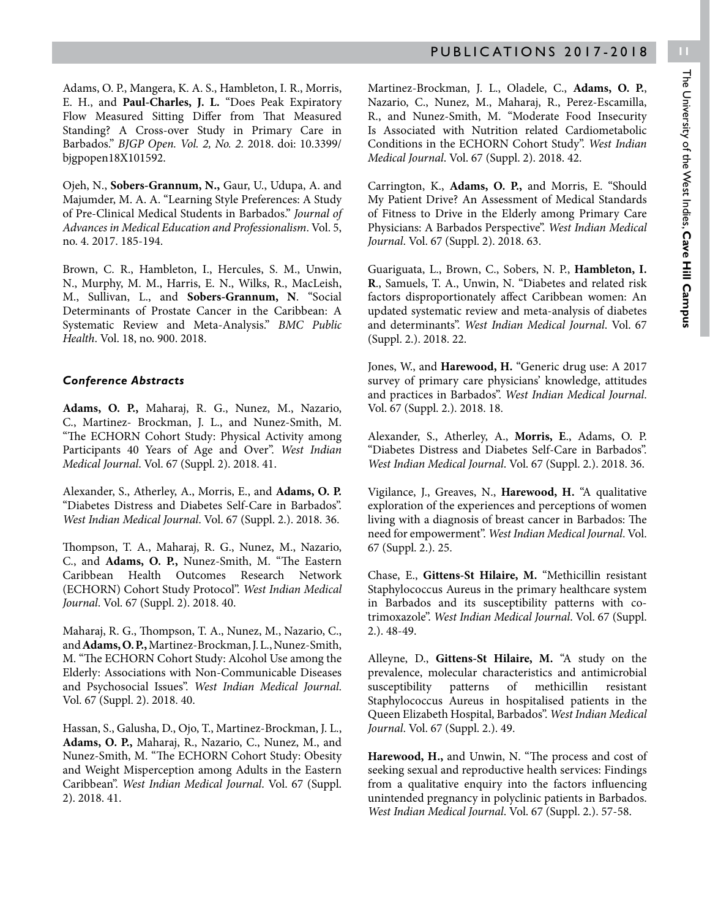Adams, O. P., Mangera, K. A. S., Hambleton, I. R., Morris, E. H., and **Paul-Charles, J. L.** "Does Peak Expiratory Flow Measured Sitting Differ from That Measured Standing? A Cross-over Study in Primary Care in Barbados." *BJGP Open. Vol. 2, No. 2.* 2018. doi: 10.3399/bjgpopen18X101592.

Ojeh, N., **Sobers-Grannum, N.,** Gaur, U., Udupa, A. and Majumder, M. A. A. "Learning Style Preferences: A Study of Pre-Clinical Medical Students in Barbados." *Journal of Advances in Medical Education and Professionalism*. Vol. 5, no. 4. 2017. 185-194.

Brown, C. R., Hambleton, I., Hercules, S. M., Unwin, N., Murphy, M. M., Harris, E. N., Wilks, R., MacLeish, M., Sullivan, L., and **Sobers-Grannum, N**. "Social Determinants of Prostate Cancer in the Caribbean: A Systematic Review and Meta-Analysis." *BMC Public Health*. Vol. 18, no. 900. 2018.

### *Conference Abstracts*

**Adams, O. P.,** Maharaj, R. G., Nunez, M., Nazario, C., Martinez- Brockman, J. L., and Nunez-Smith, M. "The ECHORN Cohort Study: Physical Activity among Participants 40 Years of Age and Over". *West Indian Medical Journal*. Vol. 67 (Suppl. 2). 2018. 41.

Alexander, S., Atherley, A., Morris, E., and **Adams, O. P.** "Diabetes Distress and Diabetes Self-Care in Barbados". *West Indian Medical Journal*. Vol. 67 (Suppl. 2.). 2018. 36.

Thompson, T. A., Maharaj, R. G., Nunez, M., Nazario, C., and **Adams, O. P.,** Nunez-Smith, M. "The Eastern Caribbean Health Outcomes Research Network (ECHORN) Cohort Study Protocol". *West Indian Medical Journal*. Vol. 67 (Suppl. 2). 2018. 40.

Maharaj, R. G., Thompson, T. A., Nunez, M., Nazario, C., and **Adams, O. P.,** Martinez-Brockman, J. L., Nunez-Smith, M. "The ECHORN Cohort Study: Alcohol Use among the Elderly: Associations with Non-Communicable Diseases and Psychosocial Issues". *West Indian Medical Journal*. Vol. 67 (Suppl. 2). 2018. 40.

Hassan, S., Galusha, D., Ojo, T., Martinez-Brockman, J. L., **Adams, O. P.,** Maharaj, R., Nazario, C., Nunez, M., and Nunez-Smith, M. "The ECHORN Cohort Study: Obesity and Weight Misperception among Adults in the Eastern Caribbean". *West Indian Medical Journal*. Vol. 67 (Suppl. 2). 2018. 41.

Martinez-Brockman, J. L., Oladele, C., **Adams, O. P.**, Nazario, C., Nunez, M., Maharaj, R., Perez-Escamilla, R., and Nunez-Smith, M. "Moderate Food Insecurity Is Associated with Nutrition related Cardiometabolic Conditions in the ECHORN Cohort Study". *West Indian Medical Journal*. Vol. 67 (Suppl. 2). 2018. 42.

Carrington, K., **Adams, O. P.,** and Morris, E. "Should My Patient Drive? An Assessment of Medical Standards of Fitness to Drive in the Elderly among Primary Care Physicians: A Barbados Perspective". *West Indian Medical Journal*. Vol. 67 (Suppl. 2). 2018. 63.

Guariguata, L., Brown, C., Sobers, N. P., **Hambleton, I. R**., Samuels, T. A., Unwin, N. "Diabetes and related risk factors disproportionately affect Caribbean women: An updated systematic review and meta-analysis of diabetes and determinants". *West Indian Medical Journal*. Vol. 67 (Suppl. 2.). 2018. 22.

Jones, W., and **Harewood, H.** "Generic drug use: A 2017 survey of primary care physicians' knowledge, attitudes and practices in Barbados". *West Indian Medical Journal*. Vol. 67 (Suppl. 2.). 2018. 18.

Alexander, S., Atherley, A., **Morris, E**., Adams, O. P. "Diabetes Distress and Diabetes Self-Care in Barbados". *West Indian Medical Journal*. Vol. 67 (Suppl. 2.). 2018. 36.

Vigilance, J., Greaves, N., **Harewood, H.** "A qualitative exploration of the experiences and perceptions of women living with a diagnosis of breast cancer in Barbados: The need for empowerment". *West Indian Medical Journal*. Vol. 67 (Suppl. 2.). 25.

Chase, E., **Gittens-St Hilaire, M.** "Methicillin resistant Staphylococcus Aureus in the primary healthcare system in Barbados and its susceptibility patterns with co-trimoxazole". *West Indian Medical Journal*. Vol. 67 (Suppl. 2.). 48-49.

Alleyne, D., **Gittens-St Hilaire, M.** "A study on the prevalence, molecular characteristics and antimicrobial susceptibility patterns of methicillin resistant Staphylococcus Aureus in hospitalised patients in the Queen Elizabeth Hospital, Barbados". *West Indian Medical Journal*. Vol. 67 (Suppl. 2.). 49.

**Harewood, H.,** and Unwin, N. "The process and cost of seeking sexual and reproductive health services: Findings from a qualitative enquiry into the factors influencing unintended pregnancy in polyclinic patients in Barbados. *West Indian Medical Journal*. Vol. 67 (Suppl. 2.). 57-58.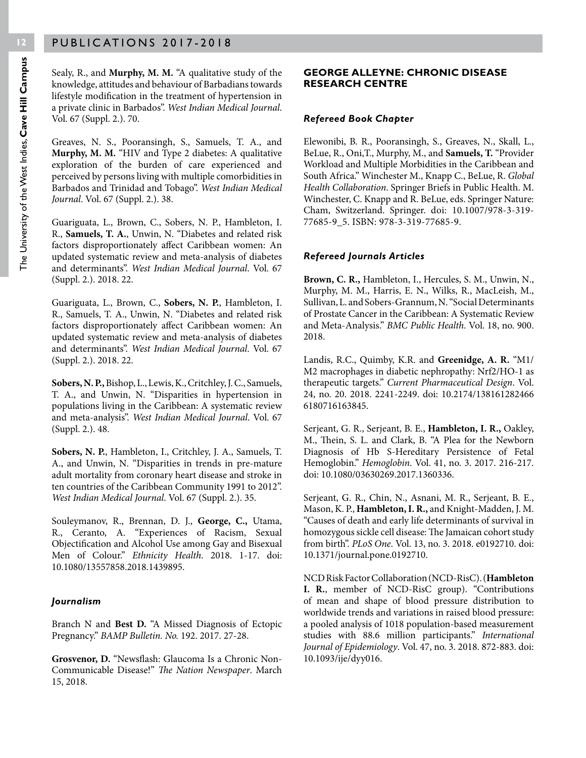Sealy, R., and **Murphy, M. M.** "A qualitative study of the knowledge, attitudes and behaviour of Barbadians towards lifestyle modification in the treatment of hypertension in a private clinic in Barbados". *West Indian Medical Journal.* Vol. 67 (Suppl. 2.). 70.

Greaves, N. S., Pooransingh, S., Samuels, T. A., and **Murphy, M. M.** "HIV and Type 2 diabetes: A qualitative exploration of the burden of care experienced and perceived by persons living with multiple comorbidities in Barbados and Trinidad and Tobago". *West Indian Medical Journal*. Vol. 67 (Suppl. 2.). 38.

Guariguata, L., Brown, C., Sobers, N. P., Hambleton, I. R., **Samuels, T. A.**, Unwin, N. "Diabetes and related risk factors disproportionately affect Caribbean women: An updated systematic review and meta-analysis of diabetes and determinants". *West Indian Medical Journal*. Vol. 67 (Suppl. 2.). 2018. 22.

Guariguata, L., Brown, C., **Sobers, N. P.**, Hambleton, I. R., Samuels, T. A., Unwin, N. "Diabetes and related risk factors disproportionately affect Caribbean women: An updated systematic review and meta-analysis of diabetes and determinants". *West Indian Medical Journal*. Vol. 67 (Suppl. 2.). 2018. 22.

**Sobers, N. P.**, Bishop, L., Lewis, K., Critchley, J. C., Samuels, T. A., and Unwin, N. "Disparities in hypertension in populations living in the Caribbean: A systematic review and meta-analysis". *West Indian Medical Journal*. Vol. 67 (Suppl. 2.). 48.

**Sobers, N. P.**, Hambleton, I., Critchley, J. A., Samuels, T. A., and Unwin, N. "Disparities in trends in pre-mature adult mortality from coronary heart disease and stroke in ten countries of the Caribbean Community 1991 to 2012". *West Indian Medical Journal*. Vol. 67 (Suppl. 2.). 35.

Souleymanov, R., Brennan, D. J., **George, C.,** Utama, R., Ceranto, A. "Experiences of Racism, Sexual Objectification and Alcohol Use among Gay and Bisexual Men of Colour." *Ethnicity Health*. 2018. 1-17. doi: 10.1080/13557858.2018.1439895.

#### *Journalism*

Branch N and **Best D.** "A Missed Diagnosis of Ectopic Pregnancy." *BAMP Bulletin. No.* 192. 2017. 27-28.

**Grosvenor, D.** "Newsflash: Glaucoma Is a Chronic Non-Communicable Disease!" *The Nation Newspaper*. March 15, 2018.

### GEORGE ALLEYNE: CHRONIC DISEASE RESEARCH CENTRE

#### *Refereed Book Chapter*

Elewonibi, B. R., Pooransingh, S., Greaves, N., Skall, L., BeLue, R., Oni,T., Murphy, M., and **Samuels, T.** "Provider Workload and Multiple Morbidities in the Caribbean and South Africa." Winchester M., Knapp C., BeLue, R. *Global Health Collaboration*. Springer Briefs in Public Health. M. Winchester, C. Knapp and R. BeLue, eds. Springer Nature: Cham, Switzerland. Springer. doi: 10.1007/978-3-319-77685-9_5. ISBN: 978-3-319-77685-9.

#### *Refereed Journals Articles*

**Brown, C. R.,** Hambleton, I., Hercules, S. M., Unwin, N., Murphy, M. M., Harris, E. N., Wilks, R., MacLeish, M., Sullivan, L. and Sobers-Grannum, N. "Social Determinants of Prostate Cancer in the Caribbean: A Systematic Review and Meta-Analysis." *BMC Public Health*. Vol. 18, no. 900. 2018.

Landis, R.C., Quimby, K.R. and **Greenidge, A. R.** "M1/M2 macrophages in diabetic nephropathy: Nrf2/HO-1 as therapeutic targets." *Current Pharmaceutical Design*. Vol. 24, no. 20. 2018. 2241-2249. doi: 10.2174/1381612824666180716163845.

Serjeant, G. R., Serjeant, B. E., **Hambleton, I. R.,** Oakley, M., Thein, S. L. and Clark, B. "A Plea for the Newborn Diagnosis of Hb S-Hereditary Persistence of Fetal Hemoglobin." *Hemoglobin*. Vol. 41, no. 3. 2017. 216-217. doi: 10.1080/03630269.2017.1360336.

Serjeant, G. R., Chin, N., Asnani, M. R., Serjeant, B. E., Mason, K. P., **Hambleton, I. R.,** and Knight-Madden, J. M. "Causes of death and early life determinants of survival in homozygous sickle cell disease: The Jamaican cohort study from birth". *PLoS One*. Vol. 13, no. 3. 2018. e0192710. doi: 10.1371/journal.pone.0192710.

NCD Risk Factor Collaboration (NCD-RisC). (**Hambleton I. R.**, member of NCD-RisC group). "Contributions of mean and shape of blood pressure distribution to worldwide trends and variations in raised blood pressure: a pooled analysis of 1018 population-based measurement studies with 88.6 million participants." *International Journal of Epidemiology*. Vol. 47, no. 3. 2018. 872-883. doi: 10.1093/ije/dyy016.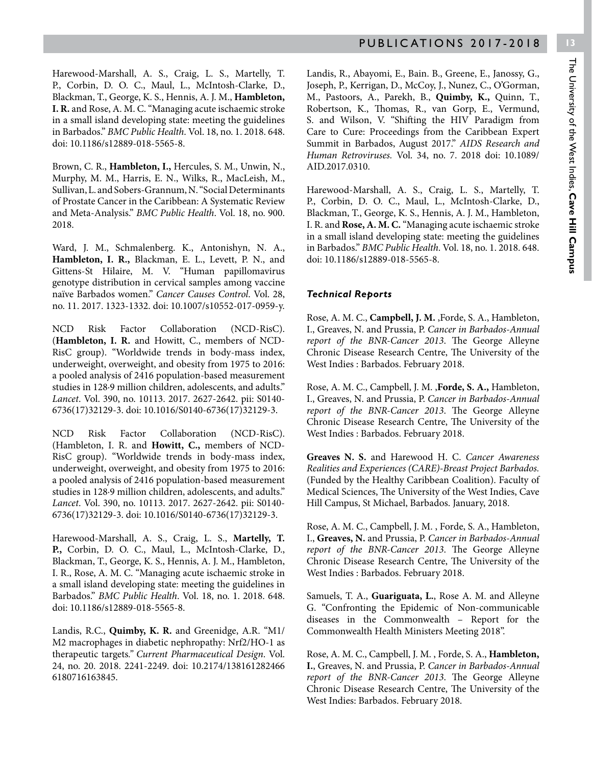Harewood-Marshall, A. S., Craig, L. S., Martelly, T. P., Corbin, D. O. C., Maul, L., McIntosh-Clarke, D., Blackman, T., George, K. S., Hennis, A. J. M., **Hambleton, I. R.** and Rose, A. M. C. "Managing acute ischaemic stroke in a small island developing state: meeting the guidelines in Barbados." *BMC Public Health*. Vol. 18, no. 1. 2018. 648. doi: 10.1186/s12889-018-5565-8.

Brown, C. R., **Hambleton, I.,** Hercules, S. M., Unwin, N., Murphy, M. M., Harris, E. N., Wilks, R., MacLeish, M., Sullivan, L. and Sobers-Grannum, N. "Social Determinants of Prostate Cancer in the Caribbean: A Systematic Review and Meta-Analysis." *BMC Public Health*. Vol. 18, no. 900. 2018.

Ward, J. M., Schmalenberg. K., Antonishyn, N. A., **Hambleton, I. R.,** Blackman, E. L., Levett, P. N., and Gittens-St Hilaire, M. V. "Human papillomavirus genotype distribution in cervical samples among vaccine naïve Barbados women." *Cancer Causes Control*. Vol. 28, no. 11. 2017. 1323-1332. doi: 10.1007/s10552-017-0959-y.

NCD Risk Factor Collaboration (NCD-RisC). (**Hambleton, I. R.** and Howitt, C., members of NCD-RisC group). "Worldwide trends in body-mass index, underweight, overweight, and obesity from 1975 to 2016: a pooled analysis of 2416 population-based measurement studies in 128·9 million children, adolescents, and adults." *Lancet*. Vol. 390, no. 10113. 2017. 2627-2642. pii: S0140-6736(17)32129-3. doi: 10.1016/S0140-6736(17)32129-3.

NCD Risk Factor Collaboration (NCD-RisC). (Hambleton, I. R. and **Howitt, C.,** members of NCD-RisC group). "Worldwide trends in body-mass index, underweight, overweight, and obesity from 1975 to 2016: a pooled analysis of 2416 population-based measurement studies in 128·9 million children, adolescents, and adults." *Lancet*. Vol. 390, no. 10113. 2017. 2627-2642. pii: S0140-6736(17)32129-3. doi: 10.1016/S0140-6736(17)32129-3.

Harewood-Marshall, A. S., Craig, L. S., **Martelly, T. P.,** Corbin, D. O. C., Maul, L., McIntosh-Clarke, D., Blackman, T., George, K. S., Hennis, A. J. M., Hambleton, I. R., Rose, A. M. C. "Managing acute ischaemic stroke in a small island developing state: meeting the guidelines in Barbados." *BMC Public Health*. Vol. 18, no. 1. 2018. 648. doi: 10.1186/s12889-018-5565-8.

Landis, R.C., **Quimby, K. R.** and Greenidge, A.R. "M1/ M2 macrophages in diabetic nephropathy: Nrf2/HO-1 as therapeutic targets." *Current Pharmaceutical Design*. Vol. 24, no. 20. 2018. 2241-2249. doi: 10.2174/138161282466 6180716163845.

Landis, R., Abayomi, E., Bain. B., Greene, E., Janossy, G., Joseph, P., Kerrigan, D., McCoy, J., Nunez, C., O'Gorman, M., Pastoors, A., Parekh, B., **Quimby, K.,** Quinn, T., Robertson, K., Thomas, R., van Gorp, E., Vermund, S. and Wilson, V. "Shifting the HIV Paradigm from Care to Cure: Proceedings from the Caribbean Expert Summit in Barbados, August 2017." *AIDS Research and Human Retroviruses.* Vol. 34, no. 7. 2018 doi: 10.1089/ AID.2017.0310.

Harewood-Marshall, A. S., Craig, L. S., Martelly, T. P., Corbin, D. O. C., Maul, L., McIntosh-Clarke, D., Blackman, T., George, K. S., Hennis, A. J. M., Hambleton, I. R. and **Rose, A. M. C.** "Managing acute ischaemic stroke in a small island developing state: meeting the guidelines in Barbados." *BMC Public Health*. Vol. 18, no. 1. 2018. 648. doi: 10.1186/s12889-018-5565-8.

### *Technical Reports*

Rose, A. M. C., **Campbell, J. M.** ,Forde, S. A., Hambleton, I., Greaves, N. and Prussia, P. *Cancer in Barbados-Annual report of the BNR-Cancer 2013*. The George Alleyne Chronic Disease Research Centre, The University of the West Indies : Barbados. February 2018.

Rose, A. M. C., Campbell, J. M. ,**Forde, S. A.,** Hambleton, I., Greaves, N. and Prussia, P. *Cancer in Barbados-Annual report of the BNR-Cancer 2013*. The George Alleyne Chronic Disease Research Centre, The University of the West Indies : Barbados. February 2018.

**Greaves N. S.** and Harewood H. C. *Cancer Awareness Realities and Experiences (CARE)-Breast Project Barbados.* (Funded by the Healthy Caribbean Coalition). Faculty of Medical Sciences, The University of the West Indies, Cave Hill Campus, St Michael, Barbados. January, 2018.

Rose, A. M. C., Campbell, J. M. , Forde, S. A., Hambleton, I., **Greaves, N.** and Prussia, P. *Cancer in Barbados-Annual report of the BNR-Cancer 2013*. The George Alleyne Chronic Disease Research Centre, The University of the West Indies : Barbados. February 2018.

Samuels, T. A., **Guariguata, L.**, Rose A. M. and Alleyne G. "Confronting the Epidemic of Non-communicable diseases in the Commonwealth – Report for the Commonwealth Health Ministers Meeting 2018".

Rose, A. M. C., Campbell, J. M. , Forde, S. A., **Hambleton, I.**, Greaves, N. and Prussia, P. *Cancer in Barbados-Annual report of the BNR-Cancer 2013*. The George Alleyne Chronic Disease Research Centre, The University of the West Indies: Barbados. February 2018.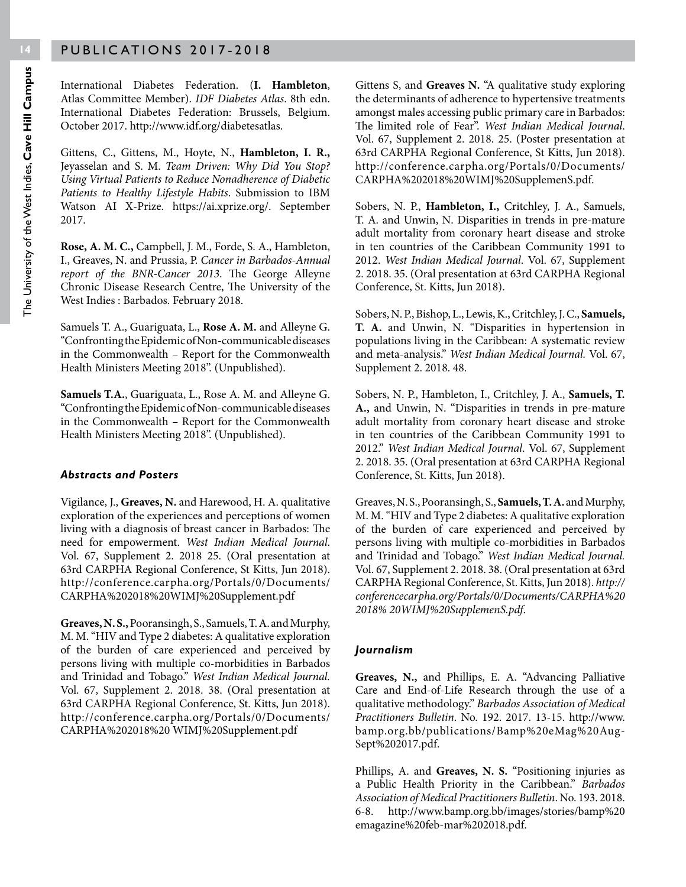International Diabetes Federation. (**I. Hambleton**, Atlas Committee Member). *IDF Diabetes Atlas*. 8th edn. International Diabetes Federation: Brussels, Belgium. October 2017. http://www.idf.org/diabetesatlas.

Gittens, C., Gittens, M., Hoyte, N., **Hambleton, I. R.,** Jeyasselan and S. M. *Team Driven: Why Did You Stop? Using Virtual Patients to Reduce Nonadherence of Diabetic Patients to Healthy Lifestyle Habits*. Submission to IBM Watson AI X-Prize. https://ai.xprize.org/. September 2017.

**Rose, A. M. C.,** Campbell, J. M., Forde, S. A., Hambleton, I., Greaves, N. and Prussia, P. *Cancer in Barbados-Annual report of the BNR-Cancer 2013*. The George Alleyne Chronic Disease Research Centre, The University of the West Indies : Barbados. February 2018.

Samuels T. A., Guariguata, L., **Rose A. M.** and Alleyne G. "Confronting the Epidemic of Non-communicable diseases in the Commonwealth – Report for the Commonwealth Health Ministers Meeting 2018". (Unpublished).

**Samuels T.A.**, Guariguata, L., Rose A. M. and Alleyne G. "Confronting the Epidemic of Non-communicable diseases in the Commonwealth – Report for the Commonwealth Health Ministers Meeting 2018". (Unpublished).

### *Abstracts and Posters*

Vigilance, J., **Greaves, N.** and Harewood, H. A. qualitative exploration of the experiences and perceptions of women living with a diagnosis of breast cancer in Barbados: The need for empowerment. *West Indian Medical Journal*. Vol. 67, Supplement 2. 2018 25. (Oral presentation at 63rd CARPHA Regional Conference, St Kitts, Jun 2018). http://conference.carpha.org/Portals/0/Documents/CARPHA%202018%20WIMJ%20Supplement.pdf

**Greaves, N. S.,** Pooransingh, S., Samuels, T. A. and Murphy, M. M. "HIV and Type 2 diabetes: A qualitative exploration of the burden of care experienced and perceived by persons living with multiple co-morbidities in Barbados and Trinidad and Tobago." *West Indian Medical Journal.* Vol. 67, Supplement 2. 2018. 38. (Oral presentation at 63rd CARPHA Regional Conference, St. Kitts, Jun 2018). http://conference.carpha.org/Portals/0/Documents/CARPHA%202018%20 WIMJ%20Supplement.pdf

Gittens S, and **Greaves N.** "A qualitative study exploring the determinants of adherence to hypertensive treatments amongst males accessing public primary care in Barbados: The limited role of Fear". *West Indian Medical Journal*. Vol. 67, Supplement 2. 2018. 25. (Poster presentation at 63rd CARPHA Regional Conference, St Kitts, Jun 2018). http://conference.carpha.org/Portals/0/Documents/CARPHA%202018%20WIMJ%20SupplemenS.pdf.

Sobers, N. P., **Hambleton, I.,** Critchley, J. A., Samuels, T. A. and Unwin, N. Disparities in trends in pre-mature adult mortality from coronary heart disease and stroke in ten countries of the Caribbean Community 1991 to 2012. *West Indian Medical Journal*. Vol. 67, Supplement 2. 2018. 35. (Oral presentation at 63rd CARPHA Regional Conference, St. Kitts, Jun 2018).

Sobers, N. P., Bishop, L., Lewis, K., Critchley, J. C., **Samuels, T. A.** and Unwin, N. "Disparities in hypertension in populations living in the Caribbean: A systematic review and meta-analysis." *West Indian Medical Journal.* Vol. 67, Supplement 2. 2018. 48.

Sobers, N. P., Hambleton, I., Critchley, J. A., **Samuels, T. A.,** and Unwin, N. "Disparities in trends in pre-mature adult mortality from coronary heart disease and stroke in ten countries of the Caribbean Community 1991 to 2012." *West Indian Medical Journal*. Vol. 67, Supplement 2. 2018. 35. (Oral presentation at 63rd CARPHA Regional Conference, St. Kitts, Jun 2018).

Greaves, N. S., Pooransingh, S., **Samuels, T. A.** and Murphy, M. M. "HIV and Type 2 diabetes: A qualitative exploration of the burden of care experienced and perceived by persons living with multiple co-morbidities in Barbados and Trinidad and Tobago." *West Indian Medical Journal.* Vol. 67, Supplement 2. 2018. 38. (Oral presentation at 63rd CARPHA Regional Conference, St. Kitts, Jun 2018). *http://conferencecarpha.org/Portals/0/Documents/CARPHA%20 2018% 20WIMJ%20SupplemenS.pdf*.

### *Journalism*

**Greaves, N.,** and Phillips, E. A. "Advancing Palliative Care and End-of-Life Research through the use of a qualitative methodology." *Barbados Association of Medical Practitioners Bulletin*. No. 192. 2017. 13-15. http://www.bamp.org.bb/publications/Bamp%20eMag%20Aug-Sept%202017.pdf.

Phillips, A. and **Greaves, N. S.** "Positioning injuries as a Public Health Priority in the Caribbean." *Barbados Association of Medical Practitioners Bulletin*. No. 193. 2018. 6-8. http://www.bamp.org.bb/images/stories/bamp%20emagazine%20feb-mar%202018.pdf.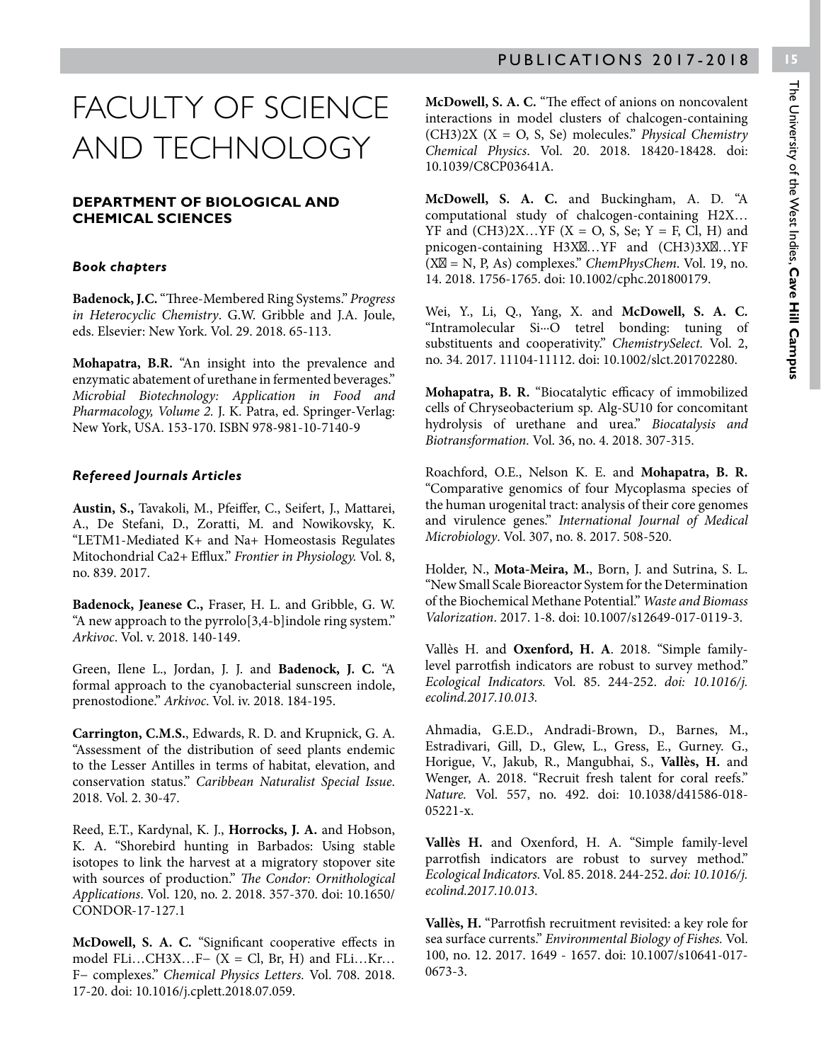# FACULTY OF SCIENCE AND TECHNOLOGY

## DEPARTMENT OF BIOLOGICAL AND CHEMICAL SCIENCES

### *Book chapters*

**Badenock, J.C.** "Three-Membered Ring Systems." *Progress in Heterocyclic Chemistry*. G.W. Gribble and J.A. Joule, eds. Elsevier: New York. Vol. 29. 2018. 65-113.

**Mohapatra, B.R.** "An insight into the prevalence and enzymatic abatement of urethane in fermented beverages." *Microbial Biotechnology: Application in Food and Pharmacology, Volume 2*. J. K. Patra, ed. Springer-Verlag: New York, USA. 153-170. ISBN 978-981-10-7140-9

### *Refereed Journals Articles*

**Austin, S.,** Tavakoli, M., Pfeiffer, C., Seifert, J., Mattarei, A., De Stefani, D., Zoratti, M. and Nowikovsky, K. "LETM1-Mediated K+ and Na+ Homeostasis Regulates Mitochondrial Ca2+ Efflux." *Frontier in Physiology.* Vol. 8, no. 839. 2017.

**Badenock, Jeanese C.,** Fraser, H. L. and Gribble, G. W. "A new approach to the pyrrolo[3,4-b]indole ring system." *Arkivoc*. Vol. v. 2018. 140-149.

Green, Ilene L., Jordan, J. J. and **Badenock, J. C.** "A formal approach to the cyanobacterial sunscreen indole, prenostodione." *Arkivoc*. Vol. iv. 2018. 184-195.

**Carrington, C.M.S.**, Edwards, R. D. and Krupnick, G. A. "Assessment of the distribution of seed plants endemic to the Lesser Antilles in terms of habitat, elevation, and conservation status." *Caribbean Naturalist Special Issue*. 2018. Vol. 2. 30-47.

Reed, E.T., Kardynal, K. J., **Horrocks, J. A.** and Hobson, K. A. "Shorebird hunting in Barbados: Using stable isotopes to link the harvest at a migratory stopover site with sources of production." *The Condor: Ornithological Applications*. Vol. 120, no. 2. 2018. 357-370. doi: 10.1650/CONDOR-17-127.1

**McDowell, S. A. C.** "Significant cooperative effects in model FLi…CH3X…F− (X = Cl, Br, H) and FLi…Kr…F− complexes." *Chemical Physics Letters.* Vol. 708. 2018. 17-20. doi: 10.1016/j.cplett.2018.07.059.

**McDowell, S. A. C.** "The effect of anions on noncovalent interactions in model clusters of chalcogen-containing (CH3)2X (X = O, S, Se) molecules." *Physical Chemistry Chemical Physics*. Vol. 20. 2018. 18420-18428. doi: 10.1039/C8CP03641A.

**McDowell, S. A. C.** and Buckingham, A. D. "A computational study of chalcogen-containing H2X…YF and (CH3)2X…YF (X = O, S, Se; Y = F, Cl, H) and pnicogen-containing H3X…YF and (CH3)3X…YF (X = N, P, As) complexes." *ChemPhysChem*. Vol. 19, no. 14. 2018. 1756-1765. doi: 10.1002/cphc.201800179.

Wei, Y., Li, Q., Yang, X. and **McDowell, S. A. C.** "Intramolecular Si···O tetrel bonding: tuning of substituents and cooperativity." *ChemistrySelect.* Vol. 2, no. 34. 2017. 11104-11112. doi: 10.1002/slct.201702280.

**Mohapatra, B. R.** "Biocatalytic efficacy of immobilized cells of Chryseobacterium sp. Alg-SU10 for concomitant hydrolysis of urethane and urea." *Biocatalysis and Biotransformation.* Vol. 36, no. 4. 2018. 307-315.

Roachford, O.E., Nelson K. E. and **Mohapatra, B. R.** "Comparative genomics of four Mycoplasma species of the human urogenital tract: analysis of their core genomes and virulence genes." *International Journal of Medical Microbiology*. Vol. 307, no. 8. 2017. 508-520.

Holder, N., **Mota-Meira, M.**, Born, J. and Sutrina, S. L. "New Small Scale Bioreactor System for the Determination of the Biochemical Methane Potential." *Waste and Biomass Valorization*. 2017. 1-8. doi: 10.1007/s12649-017-0119-3.

Vallès H. and **Oxenford, H. A**. 2018. "Simple family-level parrotfish indicators are robust to survey method." *Ecological Indicators.* Vol. 85. 244-252. *doi: 10.1016/j.ecolind.2017.10.013.*

Ahmadia, G.E.D., Andradi-Brown, D., Barnes, M., Estradivari, Gill, D., Glew, L., Gress, E., Gurney. G., Horigue, V., Jakub, R., Mangubhai, S., **Vallès, H.** and Wenger, A. 2018. "Recruit fresh talent for coral reefs." *Nature.* Vol. 557, no. 492. doi: 10.1038/d41586-018-05221-x.

**Vallès H.** and Oxenford, H. A. "Simple family-level parrotfish indicators are robust to survey method." *Ecological Indicators.* Vol. 85. 2018. 244-252. *doi: 10.1016/j.ecolind.2017.10.013.*

**Vallès, H.** "Parrotfish recruitment revisited: a key role for sea surface currents." *Environmental Biology of Fishes.* Vol. 100, no. 12. 2017. 1649 - 1657. doi: 10.1007/s10641-017-0673-3.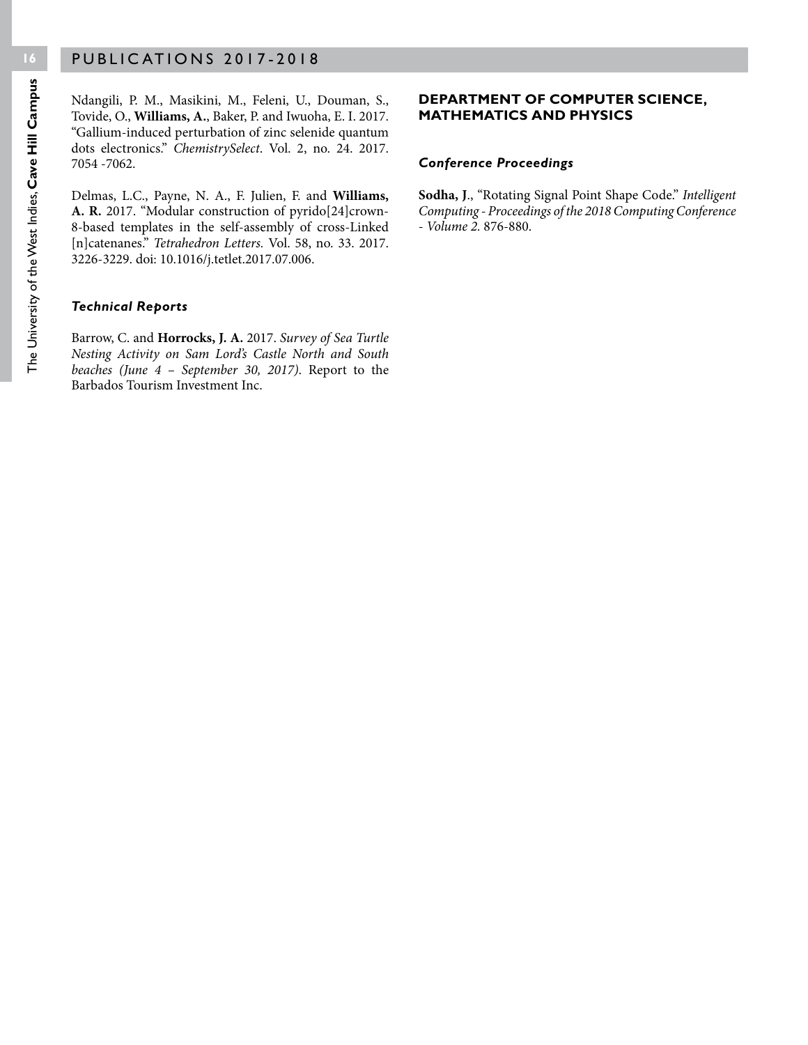Ndangili, P. M., Masikini, M., Feleni, U., Douman, S., Tovide, O., **Williams, A.**, Baker, P. and Iwuoha, E. I. 2017. "Gallium-induced perturbation of zinc selenide quantum dots electronics." *ChemistrySelect*. Vol. 2, no. 24. 2017. 7054 -7062.

Delmas, L.C., Payne, N. A., F. Julien, F. and **Williams, A. R.** 2017. "Modular construction of pyrido[24]crown-8-based templates in the self-assembly of cross-Linked [n]catenanes." *Tetrahedron Letters*. Vol. 58, no. 33. 2017. 3226-3229. doi: 10.1016/j.tetlet.2017.07.006.

### *Technical Reports*

Barrow, C. and **Horrocks, J. A.** 2017. *Survey of Sea Turtle Nesting Activity on Sam Lord's Castle North and South beaches (June 4 – September 30, 2017)*. Report to the Barbados Tourism Investment Inc.

## DEPARTMENT OF COMPUTER SCIENCE, MATHEMATICS AND PHYSICS

### *Conference Proceedings*

**Sodha, J**., "Rotating Signal Point Shape Code." *Intelligent Computing - Proceedings of the 2018 Computing Conference - Volume 2.* 876-880.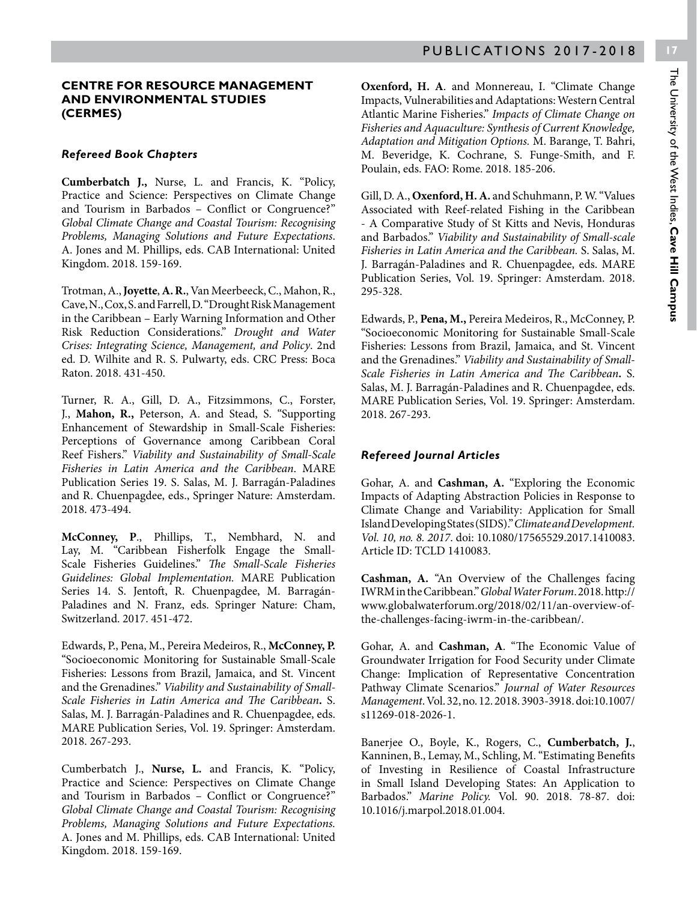## CENTRE FOR RESOURCE MANAGEMENT AND ENVIRONMENTAL STUDIES (CERMES)

### *Refereed Book Chapters*

**Cumberbatch J.,** Nurse, L. and Francis, K. "Policy, Practice and Science: Perspectives on Climate Change and Tourism in Barbados – Conflict or Congruence?" *Global Climate Change and Coastal Tourism: Recognising Problems, Managing Solutions and Future Expectations*. A. Jones and M. Phillips, eds. CAB International: United Kingdom. 2018. 159-169.

Trotman, A., **Joyette**, **A. R.**, Van Meerbeeck, C., Mahon, R., Cave, N., Cox, S. and Farrell, D. "Drought Risk Management in the Caribbean – Early Warning Information and Other Risk Reduction Considerations." *Drought and Water Crises: Integrating Science, Management, and Policy*. 2nd ed. D. Wilhite and R. S. Pulwarty, eds. CRC Press: Boca Raton. 2018. 431-450.

Turner, R. A., Gill, D. A., Fitzsimmons, C., Forster, J., **Mahon, R.,** Peterson, A. and Stead, S. "Supporting Enhancement of Stewardship in Small-Scale Fisheries: Perceptions of Governance among Caribbean Coral Reef Fishers." *Viability and Sustainability of Small-Scale Fisheries in Latin America and the Caribbean*. MARE Publication Series 19. S. Salas, M. J. Barragán-Paladines and R. Chuenpagdee, eds., Springer Nature: Amsterdam. 2018. 473-494.

**McConney, P**., Phillips, T., Nembhard, N. and Lay, M. "Caribbean Fisherfolk Engage the Small-Scale Fisheries Guidelines." *The Small-Scale Fisheries Guidelines: Global Implementation.* MARE Publication Series 14. S. Jentoft, R. Chuenpagdee, M. Barragán-Paladines and N. Franz, eds. Springer Nature: Cham, Switzerland. 2017. 451-472.

Edwards, P., Pena, M., Pereira Medeiros, R., **McConney, P.** "Socioeconomic Monitoring for Sustainable Small-Scale Fisheries: Lessons from Brazil, Jamaica, and St. Vincent and the Grenadines." *Viability and Sustainability of Small-Scale Fisheries in Latin America and The Caribbean***.** S. Salas, M. J. Barragán-Paladines and R. Chuenpagdee, eds. MARE Publication Series, Vol. 19. Springer: Amsterdam. 2018. 267-293.

Cumberbatch J., **Nurse, L.** and Francis, K. "Policy, Practice and Science: Perspectives on Climate Change and Tourism in Barbados – Conflict or Congruence?" *Global Climate Change and Coastal Tourism: Recognising Problems, Managing Solutions and Future Expectations.* A. Jones and M. Phillips, eds. CAB International: United Kingdom. 2018. 159-169.

**Oxenford, H. A**. and Monnereau, I. "Climate Change Impacts, Vulnerabilities and Adaptations: Western Central Atlantic Marine Fisheries." *Impacts of Climate Change on Fisheries and Aquaculture: Synthesis of Current Knowledge, Adaptation and Mitigation Options.* M. Barange, T. Bahri, M. Beveridge, K. Cochrane, S. Funge-Smith, and F. Poulain, eds. FAO: Rome. 2018. 185-206.

Gill, D. A., **Oxenford, H. A.** and Schuhmann, P. W. "Values Associated with Reef-related Fishing in the Caribbean - A Comparative Study of St Kitts and Nevis, Honduras and Barbados." *Viability and Sustainability of Small-scale Fisheries in Latin America and the Caribbean.* S. Salas, M. J. Barragán-Paladines and R. Chuenpagdee, eds. MARE Publication Series, Vol. 19. Springer: Amsterdam. 2018. 295-328.

Edwards, P., **Pena, M.,** Pereira Medeiros, R., McConney, P. "Socioeconomic Monitoring for Sustainable Small-Scale Fisheries: Lessons from Brazil, Jamaica, and St. Vincent and the Grenadines." *Viability and Sustainability of Small-Scale Fisheries in Latin America and The Caribbean***.** S. Salas, M. J. Barragán-Paladines and R. Chuenpagdee, eds. MARE Publication Series, Vol. 19. Springer: Amsterdam. 2018. 267-293.

### *Refereed Journal Articles*

Gohar, A. and **Cashman, A.** "Exploring the Economic Impacts of Adapting Abstraction Policies in Response to Climate Change and Variability: Application for Small Island Developing States (SIDS)." *Climate and Development. Vol. 10, no. 8. 2017*. doi: 10.1080/17565529.2017.1410083. Article ID: TCLD 1410083.

**Cashman, A.** "An Overview of the Challenges facing IWRM in the Caribbean." *Global Water Forum*. 2018. http://www.globalwaterforum.org/2018/02/11/an-overview-of-the-challenges-facing-iwrm-in-the-caribbean/.

Gohar, A. and **Cashman, A**. "The Economic Value of Groundwater Irrigation for Food Security under Climate Change: Implication of Representative Concentration Pathway Climate Scenarios." *Journal of Water Resources Management*. Vol. 32, no. 12. 2018. 3903-3918. doi:10.1007/s11269-018-2026-1.

Banerjee O., Boyle, K., Rogers, C., **Cumberbatch, J.**, Kanninen, B., Lemay, M., Schling, M. "Estimating Benefits of Investing in Resilience of Coastal Infrastructure in Small Island Developing States: An Application to Barbados." *Marine Policy.* Vol. 90. 2018. 78-87. doi: 10.1016/j.marpol.2018.01.004.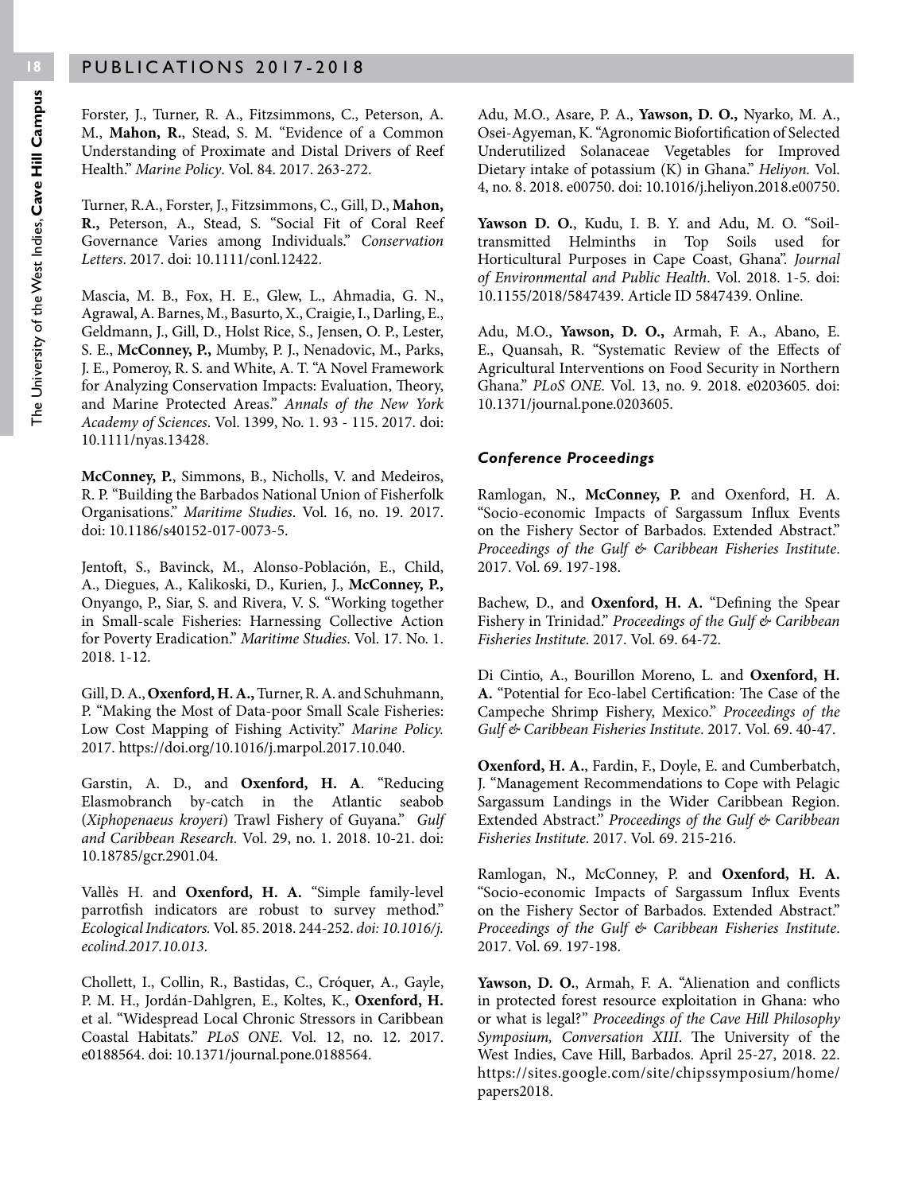Forster, J., Turner, R. A., Fitzsimmons, C., Peterson, A. M., **Mahon, R.**, Stead, S. M. "Evidence of a Common Understanding of Proximate and Distal Drivers of Reef Health." *Marine Policy*. Vol. 84. 2017. 263-272.

Turner, R.A., Forster, J., Fitzsimmons, C., Gill, D., **Mahon, R.,** Peterson, A., Stead, S. "Social Fit of Coral Reef Governance Varies among Individuals." *Conservation Letters*. 2017. doi: 10.1111/conl.12422.

Mascia, M. B., Fox, H. E., Glew, L., Ahmadia, G. N., Agrawal, A. Barnes, M., Basurto, X., Craigie, I., Darling, E., Geldmann, J., Gill, D., Holst Rice, S., Jensen, O. P., Lester, S. E., **McConney, P.,** Mumby, P. J., Nenadovic, M., Parks, J. E., Pomeroy, R. S. and White, A. T. "A Novel Framework for Analyzing Conservation Impacts: Evaluation, Theory, and Marine Protected Areas." *Annals of the New York Academy of Sciences*. Vol. 1399, No. 1. 93 - 115. 2017. doi: 10.1111/nyas.13428.

**McConney, P.**, Simmons, B., Nicholls, V. and Medeiros, R. P. "Building the Barbados National Union of Fisherfolk Organisations." *Maritime Studies*. Vol. 16, no. 19. 2017. doi: 10.1186/s40152-017-0073-5.

Jentoft, S., Bavinck, M., Alonso-Población, E., Child, A., Diegues, A., Kalikoski, D., Kurien, J., **McConney, P.,** Onyango, P., Siar, S. and Rivera, V. S. "Working together in Small-scale Fisheries: Harnessing Collective Action for Poverty Eradication." *Maritime Studies*. Vol. 17. No. 1. 2018. 1-12.

Gill, D. A., **Oxenford, H. A.,** Turner, R. A. and Schuhmann, P. "Making the Most of Data-poor Small Scale Fisheries: Low Cost Mapping of Fishing Activity." *Marine Policy.* 2017. https://doi.org/10.1016/j.marpol.2017.10.040.

Garstin, A. D., and **Oxenford, H. A**. "Reducing Elasmobranch by-catch in the Atlantic seabob (*Xiphopenaeus kroyeri*) Trawl Fishery of Guyana." *Gulf and Caribbean Research.* Vol. 29, no. 1. 2018. 10-21. doi: 10.18785/gcr.2901.04.

Vallès H. and **Oxenford, H. A.** "Simple family-level parrotfish indicators are robust to survey method." *Ecological Indicators.* Vol. 85. 2018. 244-252. *doi: 10.1016/j.ecolind.2017.10.013.*

Chollett, I., Collin, R., Bastidas, C., Cróquer, A., Gayle, P. M. H., Jordán-Dahlgren, E., Koltes, K., **Oxenford, H.** et al. "Widespread Local Chronic Stressors in Caribbean Coastal Habitats." *PLoS ONE*. Vol. 12, no. 12. 2017. e0188564. doi: 10.1371/journal.pone.0188564.

Adu, M.O., Asare, P. A., **Yawson, D. O.,** Nyarko, M. A., Osei-Agyeman, K. "Agronomic Biofortification of Selected Underutilized Solanaceae Vegetables for Improved Dietary intake of potassium (K) in Ghana." *Heliyon.* Vol. 4, no. 8. 2018. e00750. doi: 10.1016/j.heliyon.2018.e00750.

**Yawson D. O.**, Kudu, I. B. Y. and Adu, M. O. "Soil-transmitted Helminths in Top Soils used for Horticultural Purposes in Cape Coast, Ghana". *Journal of Environmental and Public Health*. Vol. 2018. 1-5. doi: 10.1155/2018/5847439. Article ID 5847439. Online.

Adu, M.O., **Yawson, D. O.,** Armah, F. A., Abano, E. E., Quansah, R. "Systematic Review of the Effects of Agricultural Interventions on Food Security in Northern Ghana." *PLoS ONE*. Vol. 13, no. 9. 2018. e0203605. doi: 10.1371/journal.pone.0203605.

### *Conference Proceedings*

Ramlogan, N., **McConney, P.** and Oxenford, H. A. "Socio-economic Impacts of Sargassum Influx Events on the Fishery Sector of Barbados. Extended Abstract." *Proceedings of the Gulf & Caribbean Fisheries Institute*. 2017. Vol. 69. 197-198.

Bachew, D., and **Oxenford, H. A.** "Defining the Spear Fishery in Trinidad." *Proceedings of the Gulf & Caribbean Fisheries Institute*. 2017. Vol. 69. 64-72.

Di Cintio, A., Bourillon Moreno, L. and **Oxenford, H. A.** "Potential for Eco-label Certification: The Case of the Campeche Shrimp Fishery, Mexico." *Proceedings of the Gulf & Caribbean Fisheries Institute*. 2017. Vol. 69. 40-47.

**Oxenford, H. A.**, Fardin, F., Doyle, E. and Cumberbatch, J. "Management Recommendations to Cope with Pelagic Sargassum Landings in the Wider Caribbean Region. Extended Abstract." *Proceedings of the Gulf & Caribbean Fisheries Institute*. 2017. Vol. 69. 215-216.

Ramlogan, N., McConney, P. and **Oxenford, H. A.** "Socio-economic Impacts of Sargassum Influx Events on the Fishery Sector of Barbados. Extended Abstract." *Proceedings of the Gulf & Caribbean Fisheries Institute*. 2017. Vol. 69. 197-198.

**Yawson, D. O.**, Armah, F. A. "Alienation and conflicts in protected forest resource exploitation in Ghana: who or what is legal?" *Proceedings of the Cave Hill Philosophy Symposium, Conversation XIII*. The University of the West Indies, Cave Hill, Barbados. April 25-27, 2018. 22. https://sites.google.com/site/chipssymposium/home/papers2018.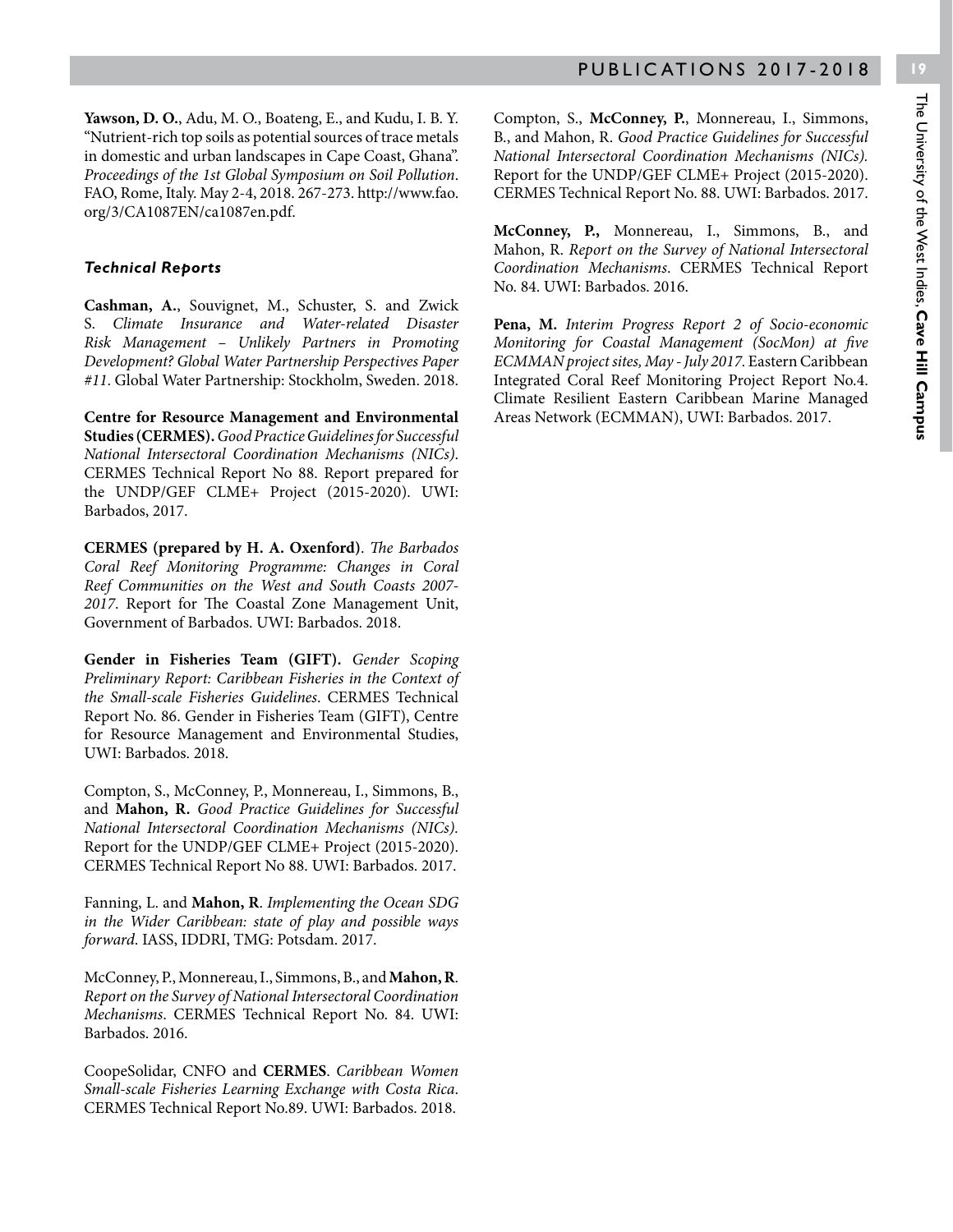**Yawson, D. O.**, Adu, M. O., Boateng, E., and Kudu, I. B. Y. "Nutrient-rich top soils as potential sources of trace metals in domestic and urban landscapes in Cape Coast, Ghana". *Proceedings of the 1st Global Symposium on Soil Pollution*. FAO, Rome, Italy. May 2-4, 2018. 267-273. http://www.fao.org/3/CA1087EN/ca1087en.pdf.

### *Technical Reports*

**Cashman, A.**, Souvignet, M., Schuster, S. and Zwick S. *Climate Insurance and Water-related Disaster Risk Management – Unlikely Partners in Promoting Development? Global Water Partnership Perspectives Paper #11*. Global Water Partnership: Stockholm, Sweden. 2018.

**Centre for Resource Management and Environmental Studies (CERMES).** *Good Practice Guidelines for Successful National Intersectoral Coordination Mechanisms (NICs)*. CERMES Technical Report No 88. Report prepared for the UNDP/GEF CLME+ Project (2015-2020). UWI: Barbados, 2017.

**CERMES (prepared by H. A. Oxenford)**. *The Barbados Coral Reef Monitoring Programme: Changes in Coral Reef Communities on the West and South Coasts 2007-2017*. Report for The Coastal Zone Management Unit, Government of Barbados. UWI: Barbados. 2018.

**Gender in Fisheries Team (GIFT).** *Gender Scoping Preliminary Report: Caribbean Fisheries in the Context of the Small-scale Fisheries Guidelines*. CERMES Technical Report No. 86. Gender in Fisheries Team (GIFT), Centre for Resource Management and Environmental Studies, UWI: Barbados. 2018.

Compton, S., McConney, P., Monnereau, I., Simmons, B., and **Mahon, R.** *Good Practice Guidelines for Successful National Intersectoral Coordination Mechanisms (NICs).* Report for the UNDP/GEF CLME+ Project (2015-2020). CERMES Technical Report No 88. UWI: Barbados. 2017.

Fanning, L. and **Mahon, R**. *Implementing the Ocean SDG in the Wider Caribbean: state of play and possible ways forward.* IASS, IDDRI, TMG: Potsdam. 2017.

McConney, P., Monnereau, I., Simmons, B., and **Mahon, R**. *Report on the Survey of National Intersectoral Coordination Mechanisms*. CERMES Technical Report No. 84. UWI: Barbados. 2016.

CoopeSolidar, CNFO and **CERMES**. *Caribbean Women Small-scale Fisheries Learning Exchange with Costa Rica*. CERMES Technical Report No.89. UWI: Barbados. 2018.

Compton, S., **McConney, P.**, Monnereau, I., Simmons, B., and Mahon, R. *Good Practice Guidelines for Successful National Intersectoral Coordination Mechanisms (NICs).* Report for the UNDP/GEF CLME+ Project (2015-2020). CERMES Technical Report No. 88. UWI: Barbados. 2017.

**McConney, P.,** Monnereau, I., Simmons, B., and Mahon, R. *Report on the Survey of National Intersectoral Coordination Mechanisms*. CERMES Technical Report No. 84. UWI: Barbados. 2016.

**Pena, M.** *Interim Progress Report 2 of Socio-economic Monitoring for Coastal Management (SocMon) at five ECMMAN project sites, May - July 2017.* Eastern Caribbean Integrated Coral Reef Monitoring Project Report No.4. Climate Resilient Eastern Caribbean Marine Managed Areas Network (ECMMAN), UWI: Barbados. 2017.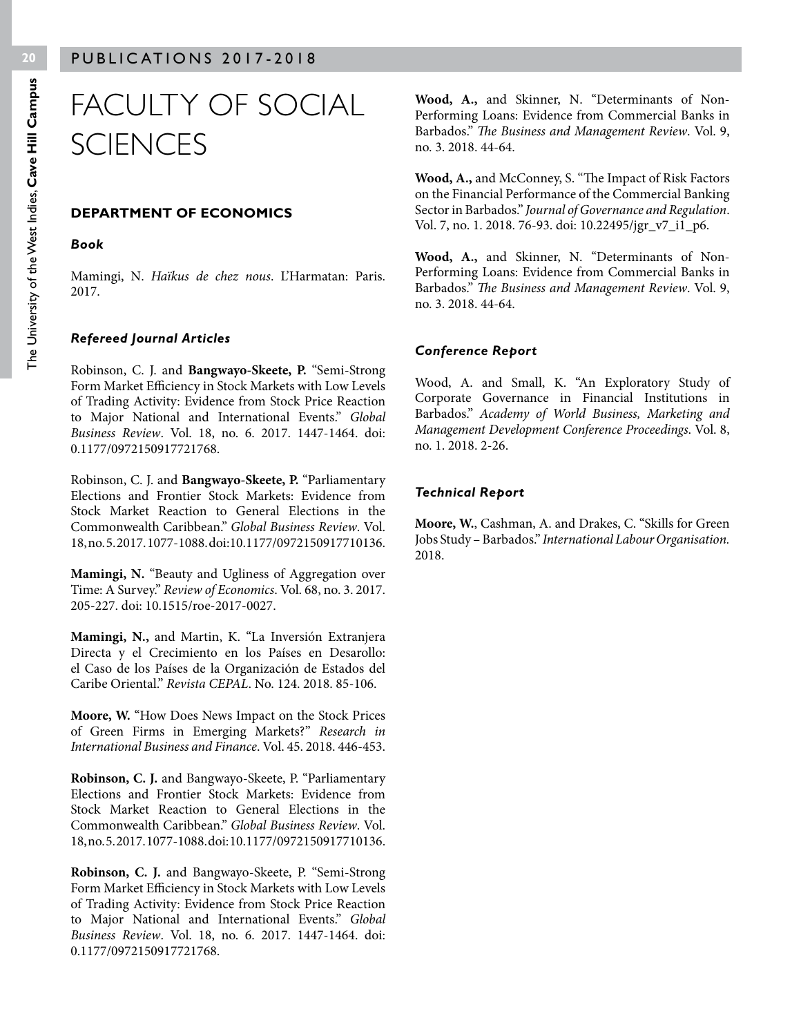# FACULTY OF SOCIAL SCIENCES

## DEPARTMENT OF ECONOMICS

### *Book*

Mamingi, N. *Haïkus de chez nous*. L'Harmatan: Paris. 2017.

### *Refereed Journal Articles*

Robinson, C. J. and **Bangwayo-Skeete, P.** "Semi-Strong Form Market Efficiency in Stock Markets with Low Levels of Trading Activity: Evidence from Stock Price Reaction to Major National and International Events." *Global Business Review*. Vol. 18, no. 6. 2017. 1447-1464. doi: 0.1177/0972150917721768.

Robinson, C. J. and **Bangwayo-Skeete, P.** "Parliamentary Elections and Frontier Stock Markets: Evidence from Stock Market Reaction to General Elections in the Commonwealth Caribbean." *Global Business Review*. Vol. 18, no. 5. 2017. 1077-1088. doi:10.1177/0972150917710136.

**Mamingi, N.** "Beauty and Ugliness of Aggregation over Time: A Survey." *Review of Economics*. Vol. 68, no. 3. 2017. 205-227. doi: 10.1515/roe-2017-0027.

**Mamingi, N.,** and Martin, K. "La Inversión Extranjera Directa y el Crecimiento en los Países en Desarollo: el Caso de los Países de la Organización de Estados del Caribe Oriental." *Revista CEPAL*. No. 124. 2018. 85-106.

**Moore, W.** "How Does News Impact on the Stock Prices of Green Firms in Emerging Markets?" *Research in International Business and Finance*. Vol. 45. 2018. 446-453.

**Robinson, C. J.** and Bangwayo-Skeete, P. "Parliamentary Elections and Frontier Stock Markets: Evidence from Stock Market Reaction to General Elections in the Commonwealth Caribbean." *Global Business Review*. Vol. 18, no. 5. 2017. 1077-1088. doi:10.1177/0972150917710136.

**Robinson, C. J.** and Bangwayo-Skeete, P. "Semi-Strong Form Market Efficiency in Stock Markets with Low Levels of Trading Activity: Evidence from Stock Price Reaction to Major National and International Events." *Global Business Review*. Vol. 18, no. 6. 2017. 1447-1464. doi: 0.1177/0972150917721768.

**Wood, A.,** and Skinner, N. "Determinants of Non-Performing Loans: Evidence from Commercial Banks in Barbados." *The Business and Management Review*. Vol. 9, no. 3. 2018. 44-64.

**Wood, A.,** and McConney, S. "The Impact of Risk Factors on the Financial Performance of the Commercial Banking Sector in Barbados." *Journal of Governance and Regulation*. Vol. 7, no. 1. 2018. 76-93. doi: 10.22495/jgr_v7_i1_p6.

**Wood, A.,** and Skinner, N. "Determinants of Non-Performing Loans: Evidence from Commercial Banks in Barbados." *The Business and Management Review*. Vol. 9, no. 3. 2018. 44-64.

### *Conference Report*

Wood, A. and Small, K. "An Exploratory Study of Corporate Governance in Financial Institutions in Barbados." *Academy of World Business, Marketing and Management Development Conference Proceedings*. Vol. 8, no. 1. 2018. 2-26.

### *Technical Report*

**Moore, W.**, Cashman, A. and Drakes, C. "Skills for Green Jobs Study – Barbados." *International Labour Organisation.* 2018.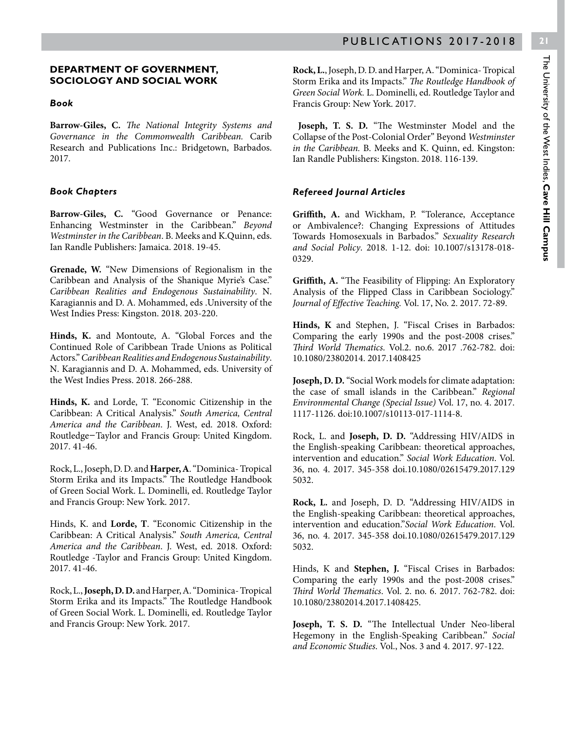## DEPARTMENT OF GOVERNMENT, SOCIOLOGY AND SOCIAL WORK

### *Book*

**Barrow-Giles, C.** *The National Integrity Systems and Governance in the Commonwealth Caribbean.* Carib Research and Publications Inc.: Bridgetown, Barbados. 2017.

### *Book Chapters*

**Barrow-Giles, C.** "Good Governance or Penance: Enhancing Westminster in the Caribbean." *Beyond Westminster in the Caribbean*. B. Meeks and K.Quinn, eds. Ian Randle Publishers: Jamaica. 2018. 19-45.

**Grenade, W.** "New Dimensions of Regionalism in the Caribbean and Analysis of the Shanique Myrie's Case." *Caribbean Realities and Endogenous Sustainability*. N. Karagiannis and D. A. Mohammed, eds .University of the West Indies Press: Kingston. 2018. 203-220.

**Hinds, K.** and Montoute, A. "Global Forces and the Continued Role of Caribbean Trade Unions as Political Actors." *Caribbean Realities and Endogenous Sustainability*. N. Karagiannis and D. A. Mohammed, eds. University of the West Indies Press. 2018. 266-288.

**Hinds, K.** and Lorde, T. "Economic Citizenship in the Caribbean: A Critical Analysis." *South America, Central America and the Caribbean*. J. West, ed. 2018. Oxford: Routledge—Taylor and Francis Group: United Kingdom. 2017. 41-46.

Rock, L., Joseph, D. D. and **Harper, A**. "Dominica- Tropical Storm Erika and its Impacts." The Routledge Handbook of Green Social Work. L. Dominelli, ed. Routledge Taylor and Francis Group: New York. 2017.

Hinds, K. and **Lorde, T**. "Economic Citizenship in the Caribbean: A Critical Analysis." *South America, Central America and the Caribbean*. J. West, ed. 2018. Oxford: Routledge -Taylor and Francis Group: United Kingdom. 2017. 41-46.

Rock, L., **Joseph, D. D.** and Harper, A. "Dominica- Tropical Storm Erika and its Impacts." The Routledge Handbook of Green Social Work. L. Dominelli, ed. Routledge Taylor and Francis Group: New York. 2017.

**Rock, L.**, Joseph, D. D. and Harper, A. "Dominica- Tropical Storm Erika and its Impacts." *The Routledge Handbook of Green Social Work.* L. Dominelli, ed. Routledge Taylor and Francis Group: New York. 2017.

**Joseph, T. S. D.** "The Westminster Model and the Collapse of the Post-Colonial Order" Beyond *Westminster in the Caribbean.* B. Meeks and K. Quinn, ed. Kingston: Ian Randle Publishers: Kingston. 2018. 116-139.

### *Refereed Journal Articles*

**Griffith, A.** and Wickham, P. "Tolerance, Acceptance or Ambivalence?: Changing Expressions of Attitudes Towards Homosexuals in Barbados." *Sexuality Research and Social Policy*. 2018. 1-12. doi: 10.1007/s13178-018-0329.

**Griffith, A.** "The Feasibility of Flipping: An Exploratory Analysis of the Flipped Class in Caribbean Sociology." *Journal of Effective Teaching.* Vol. 17, No. 2. 2017. 72-89.

**Hinds, K** and Stephen, J. "Fiscal Crises in Barbados: Comparing the early 1990s and the post-2008 crises." *Third World Thematics*. Vol.2. no.6. 2017 .762-782. doi: 10.1080/23802014. 2017.1408425

**Joseph, D. D.** "Social Work models for climate adaptation: the case of small islands in the Caribbean." *Regional Environmental Change (Special Issue)* Vol. 17, no. 4. 2017. 1117-1126. doi:10.1007/s10113-017-1114-8.

Rock, L. and **Joseph, D. D.** "Addressing HIV/AIDS in the English-speaking Caribbean: theoretical approaches, intervention and education." *Social Work Education*. Vol. 36, no. 4. 2017. 345-358 doi.10.1080/02615479.2017.1295032.

**Rock, L.** and Joseph, D. D. "Addressing HIV/AIDS in the English-speaking Caribbean: theoretical approaches, intervention and education."*Social Work Education*. Vol. 36, no. 4. 2017. 345-358 doi.10.1080/02615479.2017.1295032.

Hinds, K and **Stephen, J.** "Fiscal Crises in Barbados: Comparing the early 1990s and the post-2008 crises." *Third World Thematics*. Vol. 2. no. 6. 2017. 762-782. doi: 10.1080/23802014.2017.1408425.

**Joseph, T. S. D.** "The Intellectual Under Neo-liberal Hegemony in the English-Speaking Caribbean." *Social and Economic Studies*. Vol., Nos. 3 and 4. 2017. 97-122.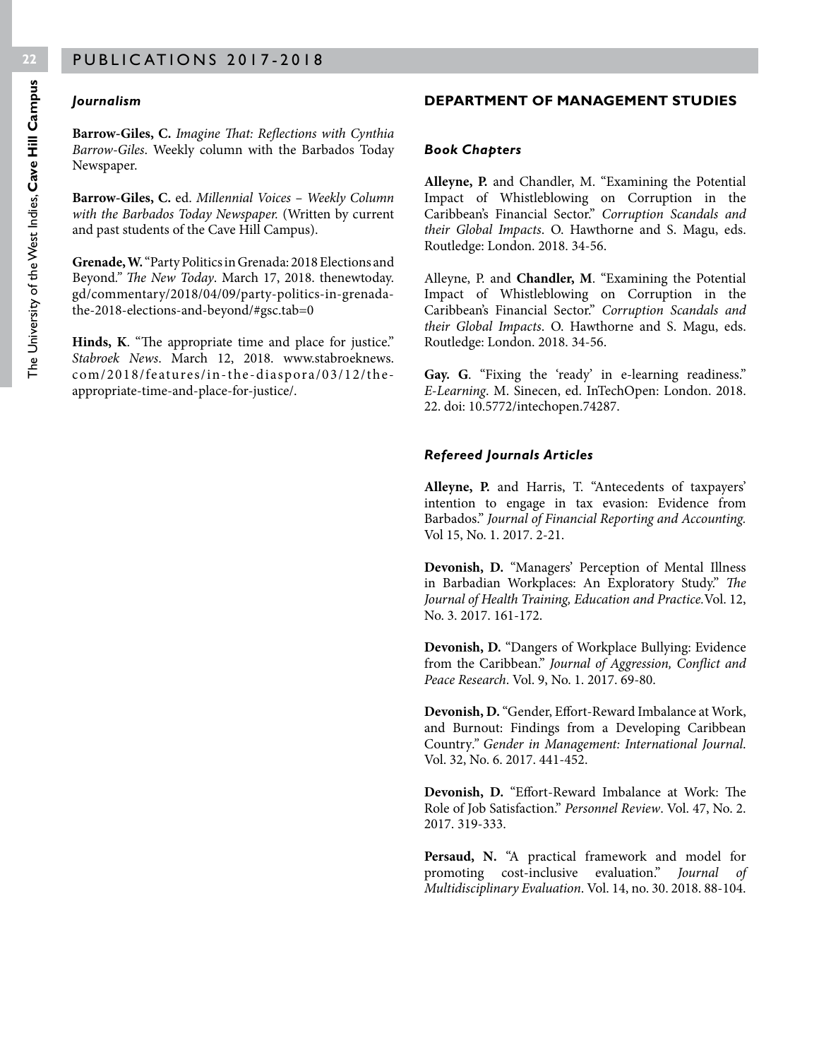### *Journalism*

**Barrow-Giles, C.** *Imagine That: Reflections with Cynthia Barrow-Giles*. Weekly column with the Barbados Today Newspaper.

**Barrow-Giles, C.** ed. *Millennial Voices – Weekly Column with the Barbados Today Newspaper.* (Written by current and past students of the Cave Hill Campus).

**Grenade, W.** "Party Politics in Grenada: 2018 Elections and Beyond." *The New Today*. March 17, 2018. thenewtoday.gd/commentary/2018/04/09/party-politics-in-grenada-the-2018-elections-and-beyond/#gsc.tab=0

**Hinds, K**. "The appropriate time and place for justice." *Stabroek News*. March 12, 2018. www.stabroeknews.com/2018/features/in-the-diaspora/03/12/the-appropriate-time-and-place-for-justice/.

## DEPARTMENT OF MANAGEMENT STUDIES

### *Book Chapters*

**Alleyne, P.** and Chandler, M. "Examining the Potential Impact of Whistleblowing on Corruption in the Caribbean's Financial Sector." *Corruption Scandals and their Global Impacts*. O. Hawthorne and S. Magu, eds. Routledge: London. 2018. 34-56.

Alleyne, P. and **Chandler, M**. "Examining the Potential Impact of Whistleblowing on Corruption in the Caribbean's Financial Sector." *Corruption Scandals and their Global Impacts*. O. Hawthorne and S. Magu, eds. Routledge: London. 2018. 34-56.

**Gay. G**. "Fixing the 'ready' in e-learning readiness." *E-Learning*. M. Sinecen, ed. InTechOpen: London. 2018. 22. doi: 10.5772/intechopen.74287.

### *Refereed Journals Articles*

**Alleyne, P.** and Harris, T. "Antecedents of taxpayers' intention to engage in tax evasion: Evidence from Barbados." *Journal of Financial Reporting and Accounting.* Vol 15, No. 1. 2017. 2-21.

**Devonish, D.** "Managers' Perception of Mental Illness in Barbadian Workplaces: An Exploratory Study." *The Journal of Health Training, Education and Practice.* Vol. 12, No. 3. 2017. 161-172.

**Devonish, D.** "Dangers of Workplace Bullying: Evidence from the Caribbean." *Journal of Aggression, Conflict and Peace Research*. Vol. 9, No. 1. 2017. 69-80.

**Devonish, D.** "Gender, Effort-Reward Imbalance at Work, and Burnout: Findings from a Developing Caribbean Country." *Gender in Management: International Journal*. Vol. 32, No. 6. 2017. 441-452.

**Devonish, D.** "Effort-Reward Imbalance at Work: The Role of Job Satisfaction." *Personnel Review*. Vol. 47, No. 2. 2017. 319-333.

**Persaud, N.** "A practical framework and model for promoting cost-inclusive evaluation." *Journal of Multidisciplinary Evaluation*. Vol. 14, no. 30. 2018. 88-104.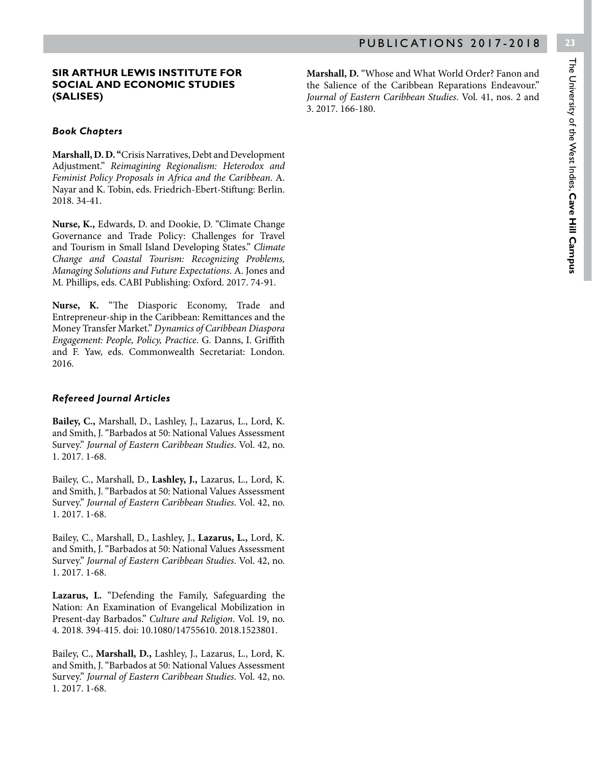## SIR ARTHUR LEWIS INSTITUTE FOR SOCIAL AND ECONOMIC STUDIES (SALISES)

### *Book Chapters*

**Marshall, D. D. "**Crisis Narratives, Debt and Development Adjustment." *Reimagining Regionalism: Heterodox and Feminist Policy Proposals in Africa and the Caribbean*. A. Nayar and K. Tobin, eds. Friedrich-Ebert-Stiftung: Berlin. 2018. 34-41.

**Nurse, K.,** Edwards, D. and Dookie, D. "Climate Change Governance and Trade Policy: Challenges for Travel and Tourism in Small Island Developing States." *Climate Change and Coastal Tourism: Recognizing Problems, Managing Solutions and Future Expectations*. A. Jones and M. Phillips, eds. CABI Publishing: Oxford. 2017. 74-91.

**Nurse, K.** "The Diasporic Economy, Trade and Entrepreneur-ship in the Caribbean: Remittances and the Money Transfer Market." *Dynamics of Caribbean Diaspora Engagement: People, Policy, Practice*. G. Danns, I. Griffith and F. Yaw, eds. Commonwealth Secretariat: London. 2016.

### *Refereed Journal Articles*

**Bailey, C.,** Marshall, D., Lashley, J., Lazarus, L., Lord, K. and Smith, J. "Barbados at 50: National Values Assessment Survey." *Journal of Eastern Caribbean Studies*. Vol. 42, no. 1. 2017. 1-68.

Bailey, C., Marshall, D., **Lashley, J.,** Lazarus, L., Lord, K. and Smith, J. "Barbados at 50: National Values Assessment Survey." *Journal of Eastern Caribbean Studies*. Vol. 42, no. 1. 2017. 1-68.

Bailey, C., Marshall, D., Lashley, J., **Lazarus, L.,** Lord, K. and Smith, J. "Barbados at 50: National Values Assessment Survey." *Journal of Eastern Caribbean Studies*. Vol. 42, no. 1. 2017. 1-68.

**Lazarus, L.** "Defending the Family, Safeguarding the Nation: An Examination of Evangelical Mobilization in Present-day Barbados." *Culture and Religion*. Vol. 19, no. 4. 2018. 394-415. doi: 10.1080/14755610. 2018.1523801.

Bailey, C., **Marshall, D.,** Lashley, J., Lazarus, L., Lord, K. and Smith, J. "Barbados at 50: National Values Assessment Survey." *Journal of Eastern Caribbean Studies*. Vol. 42, no. 1. 2017. 1-68.

**Marshall, D.** "Whose and What World Order? Fanon and the Salience of the Caribbean Reparations Endeavour." *Journal of Eastern Caribbean Studies*. Vol. 41, nos. 2 and 3. 2017. 166-180.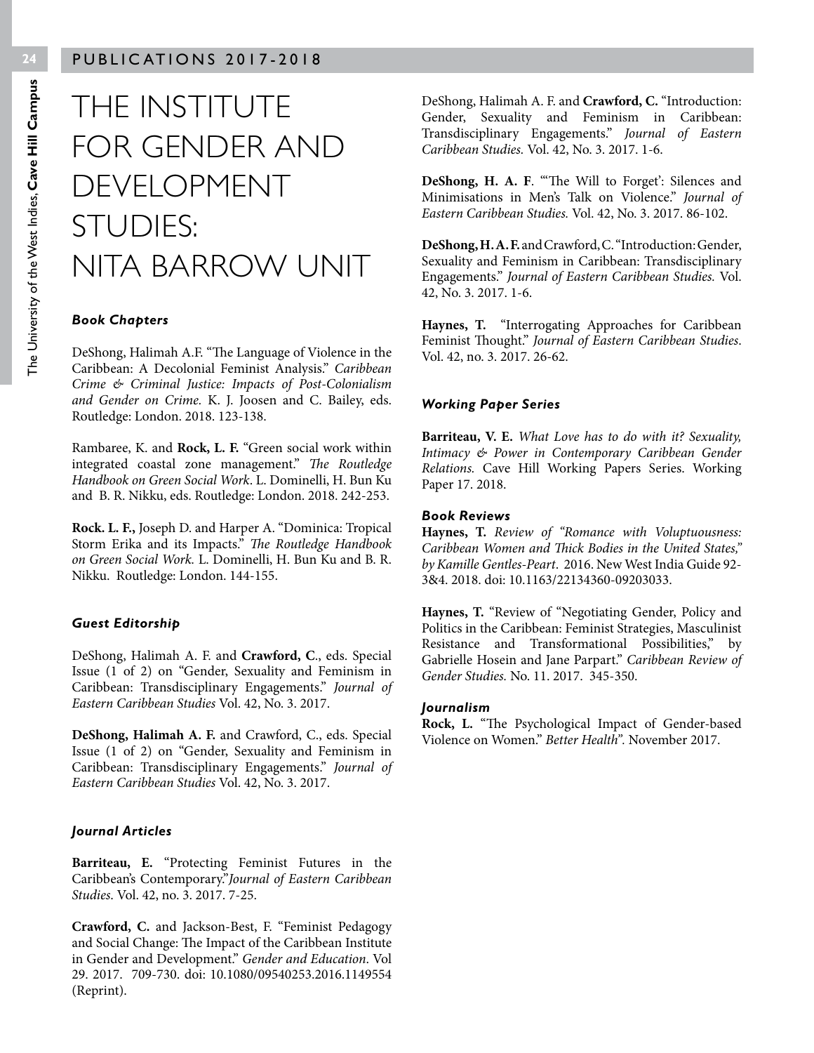// Publications 2017-2018 page: content begins with Institute title

# THE INSTITUTE FOR GENDER AND DEVELOPMENT STUDIES: NITA BARROW UNIT

### *Book Chapters*

DeShong, Halimah A.F. "The Language of Violence in the Caribbean: A Decolonial Feminist Analysis." *Caribbean Crime & Criminal Justice: Impacts of Post-Colonialism and Gender on Crime.* K. J. Joosen and C. Bailey, eds. Routledge: London. 2018. 123-138.

Rambaree, K. and **Rock, L. F.** "Green social work within integrated coastal zone management." *The Routledge Handbook on Green Social Work*. L. Dominelli, H. Bun Ku and B. R. Nikku, eds. Routledge: London. 2018. 242-253.

**Rock. L. F.,** Joseph D. and Harper A. "Dominica: Tropical Storm Erika and its Impacts." *The Routledge Handbook on Green Social Work.* L. Dominelli, H. Bun Ku and B. R. Nikku. Routledge: London. 144-155.

### *Guest Editorship*

DeShong, Halimah A. F. and **Crawford, C**., eds. Special Issue (1 of 2) on "Gender, Sexuality and Feminism in Caribbean: Transdisciplinary Engagements." *Journal of Eastern Caribbean Studies* Vol. 42, No. 3. 2017.

**DeShong, Halimah A. F.** and Crawford, C., eds. Special Issue (1 of 2) on "Gender, Sexuality and Feminism in Caribbean: Transdisciplinary Engagements." *Journal of Eastern Caribbean Studies* Vol. 42, No. 3. 2017.

### *Journal Articles*

**Barriteau, E.** "Protecting Feminist Futures in the Caribbean's Contemporary."*Journal of Eastern Caribbean Studies.* Vol. 42, no. 3. 2017. 7-25.

**Crawford, C.** and Jackson-Best, F. "Feminist Pedagogy and Social Change: The Impact of the Caribbean Institute in Gender and Development." *Gender and Education.* Vol 29. 2017. 709-730. doi: 10.1080/09540253.2016.1149554 (Reprint).

DeShong, Halimah A. F. and **Crawford, C.** "Introduction: Gender, Sexuality and Feminism in Caribbean: Transdisciplinary Engagements." *Journal of Eastern Caribbean Studies.* Vol. 42, No. 3. 2017. 1-6.

**DeShong, H. A. F**. "'The Will to Forget': Silences and Minimisations in Men's Talk on Violence." *Journal of Eastern Caribbean Studies.* Vol. 42, No. 3. 2017. 86-102.

**DeShong, H. A. F.** and Crawford, C. "Introduction: Gender, Sexuality and Feminism in Caribbean: Transdisciplinary Engagements." *Journal of Eastern Caribbean Studies.* Vol. 42, No. 3. 2017. 1-6.

**Haynes, T.** "Interrogating Approaches for Caribbean Feminist Thought." *Journal of Eastern Caribbean Studies*. Vol. 42, no. 3. 2017. 26-62.

### *Working Paper Series*

**Barriteau, V. E.** *What Love has to do with it? Sexuality, Intimacy & Power in Contemporary Caribbean Gender Relations.* Cave Hill Working Papers Series. Working Paper 17. 2018.

### *Book Reviews*

**Haynes, T.** *Review of "Romance with Voluptuousness: Caribbean Women and Thick Bodies in the United States," by Kamille Gentles-Peart*. 2016. New West India Guide 92-3&4. 2018. doi: 10.1163/22134360-09203033.

**Haynes, T.** "Review of "Negotiating Gender, Policy and Politics in the Caribbean: Feminist Strategies, Masculinist Resistance and Transformational Possibilities," by Gabrielle Hosein and Jane Parpart." *Caribbean Review of Gender Studies.* No. 11. 2017. 345-350.

### *Journalism*

**Rock, L.** "The Psychological Impact of Gender-based Violence on Women." *Better Health".* November 2017.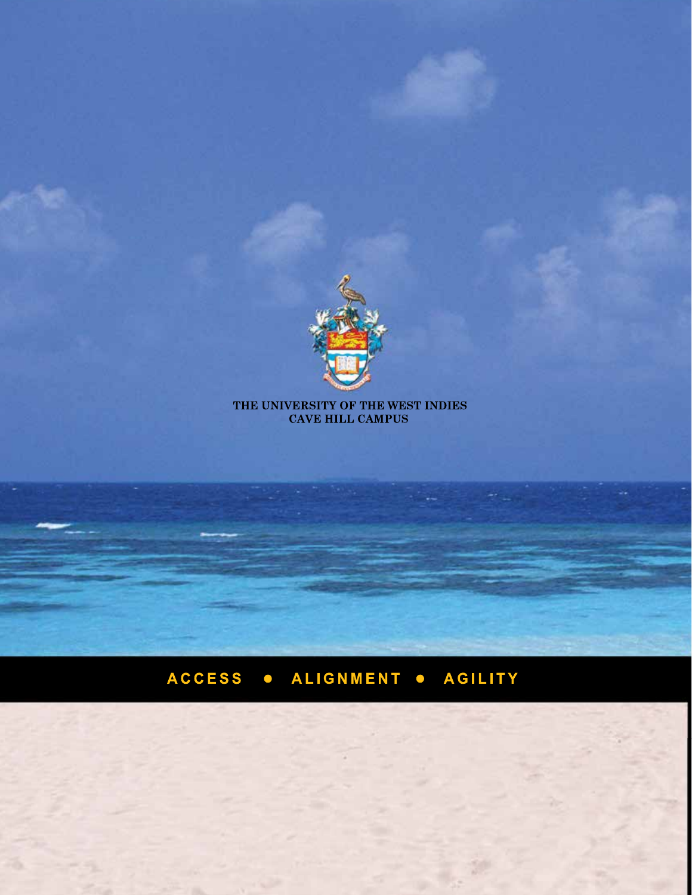THE UNIVERSITY OF THE WEST INDIES
CAVE HILL CAMPUS

**ACCESS • ALIGNMENT • AGILITY**